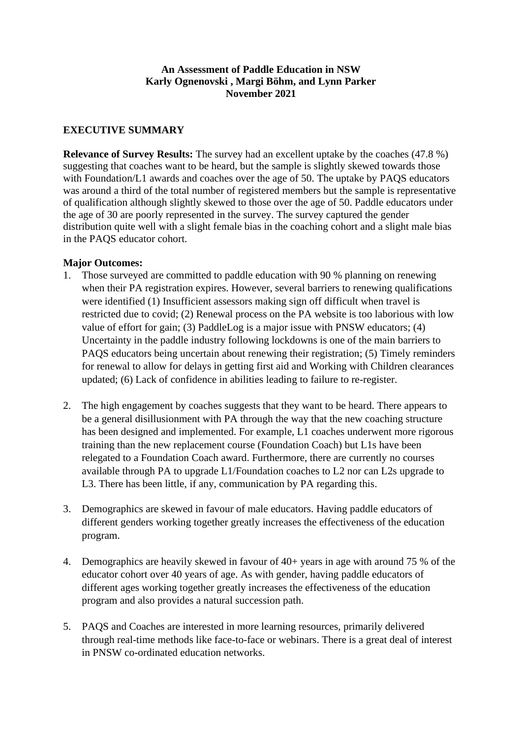# An Assessment of Paddle Education in NSW

**Karly Ognenovski , Margi Böhm, and Lynn Parker**

**November 2021**

## EXECUTIVE SUMMARY

**Relevance of Survey Results:** The survey had an excellent uptake by the coaches (47.8 %) suggesting that coaches want to be heard, but the sample is slightly skewed towards those with Foundation/L1 awards and coaches over the age of 50. The uptake by PAQS educators was around a third of the total number of registered members but the sample is representative of qualification although slightly skewed to those over the age of 50. Paddle educators under the age of 30 are poorly represented in the survey. The survey captured the gender distribution quite well with a slight female bias in the coaching cohort and a slight male bias in the PAQS educator cohort.

**Major Outcomes:**

1. Those surveyed are committed to paddle education with 90 % planning on renewing when their PA registration expires. However, several barriers to renewing qualifications were identified (1) Insufficient assessors making sign off difficult when travel is restricted due to covid; (2) Renewal process on the PA website is too laborious with low value of effort for gain; (3) PaddleLog is a major issue with PNSW educators; (4) Uncertainty in the paddle industry following lockdowns is one of the main barriers to PAQS educators being uncertain about renewing their registration; (5) Timely reminders for renewal to allow for delays in getting first aid and Working with Children clearances updated; (6) Lack of confidence in abilities leading to failure to re-register.

2. The high engagement by coaches suggests that they want to be heard. There appears to be a general disillusionment with PA through the way that the new coaching structure has been designed and implemented. For example, L1 coaches underwent more rigorous training than the new replacement course (Foundation Coach) but L1s have been relegated to a Foundation Coach award. Furthermore, there are currently no courses available through PA to upgrade L1/Foundation coaches to L2 nor can L2s upgrade to L3. There has been little, if any, communication by PA regarding this.

3. Demographics are skewed in favour of male educators. Having paddle educators of different genders working together greatly increases the effectiveness of the education program.

4. Demographics are heavily skewed in favour of 40+ years in age with around 75 % of the educator cohort over 40 years of age. As with gender, having paddle educators of different ages working together greatly increases the effectiveness of the education program and also provides a natural succession path.

5. PAQS and Coaches are interested in more learning resources, primarily delivered through real-time methods like face-to-face or webinars. There is a great deal of interest in PNSW co-ordinated education networks.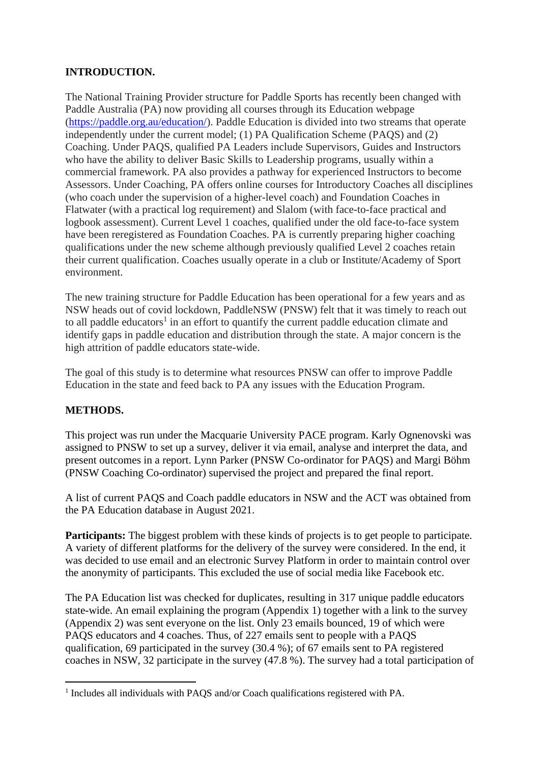**INTRODUCTION.**

The National Training Provider structure for Paddle Sports has recently been changed with Paddle Australia (PA) now providing all courses through its Education webpage (https://paddle.org.au/education/). Paddle Education is divided into two streams that operate independently under the current model; (1) PA Qualification Scheme (PAQS) and (2) Coaching. Under PAQS, qualified PA Leaders include Supervisors, Guides and Instructors who have the ability to deliver Basic Skills to Leadership programs, usually within a commercial framework. PA also provides a pathway for experienced Instructors to become Assessors. Under Coaching, PA offers online courses for Introductory Coaches all disciplines (who coach under the supervision of a higher-level coach) and Foundation Coaches in Flatwater (with a practical log requirement) and Slalom (with face-to-face practical and logbook assessment). Current Level 1 coaches, qualified under the old face-to-face system have been reregistered as Foundation Coaches. PA is currently preparing higher coaching qualifications under the new scheme although previously qualified Level 2 coaches retain their current qualification. Coaches usually operate in a club or Institute/Academy of Sport environment.

The new training structure for Paddle Education has been operational for a few years and as NSW heads out of covid lockdown, PaddleNSW (PNSW) felt that it was timely to reach out to all paddle educators[1] in an effort to quantify the current paddle education climate and identify gaps in paddle education and distribution through the state. A major concern is the high attrition of paddle educators state-wide.

The goal of this study is to determine what resources PNSW can offer to improve Paddle Education in the state and feed back to PA any issues with the Education Program.

**METHODS.**

This project was run under the Macquarie University PACE program. Karly Ognenovski was assigned to PNSW to set up a survey, deliver it via email, analyse and interpret the data, and present outcomes in a report. Lynn Parker (PNSW Co-ordinator for PAQS) and Margi Böhm (PNSW Coaching Co-ordinator) supervised the project and prepared the final report.

A list of current PAQS and Coach paddle educators in NSW and the ACT was obtained from the PA Education database in August 2021.

**Participants:** The biggest problem with these kinds of projects is to get people to participate. A variety of different platforms for the delivery of the survey were considered. In the end, it was decided to use email and an electronic Survey Platform in order to maintain control over the anonymity of participants. This excluded the use of social media like Facebook etc.

The PA Education list was checked for duplicates, resulting in 317 unique paddle educators state-wide. An email explaining the program (Appendix 1) together with a link to the survey (Appendix 2) was sent everyone on the list. Only 23 emails bounced, 19 of which were PAQS educators and 4 coaches. Thus, of 227 emails sent to people with a PAQS qualification, 69 participated in the survey (30.4 %); of 67 emails sent to PA registered coaches in NSW, 32 participate in the survey (47.8 %). The survey had a total participation of

[1] Includes all individuals with PAQS and/or Coach qualifications registered with PA.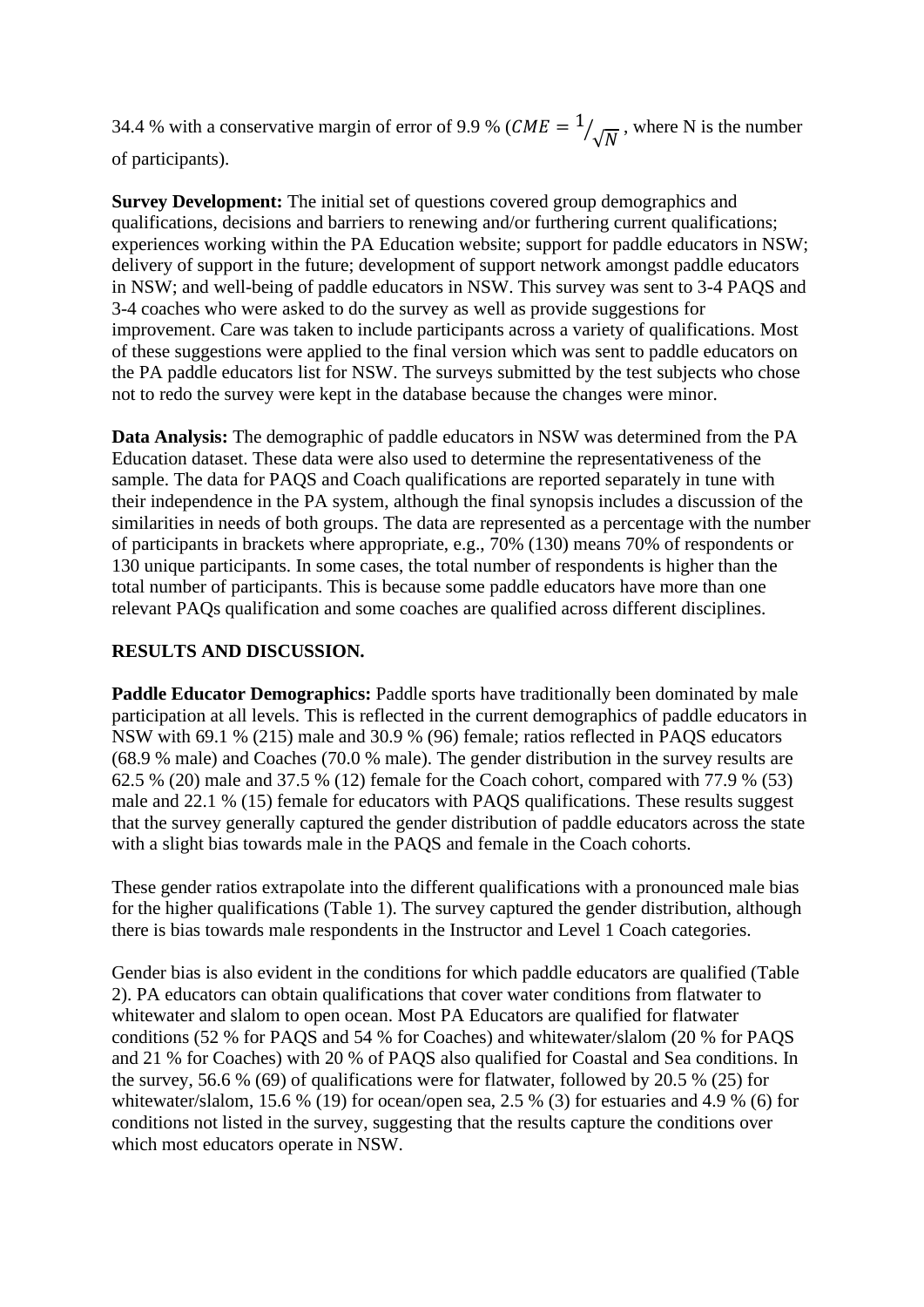34.4 % with a conservative margin of error of 9.9 % ($CME = 1/\sqrt{N}$, where N is the number of participants).

**Survey Development:** The initial set of questions covered group demographics and qualifications, decisions and barriers to renewing and/or furthering current qualifications; experiences working within the PA Education website; support for paddle educators in NSW; delivery of support in the future; development of support network amongst paddle educators in NSW; and well-being of paddle educators in NSW. This survey was sent to 3-4 PAQS and 3-4 coaches who were asked to do the survey as well as provide suggestions for improvement. Care was taken to include participants across a variety of qualifications. Most of these suggestions were applied to the final version which was sent to paddle educators on the PA paddle educators list for NSW. The surveys submitted by the test subjects who chose not to redo the survey were kept in the database because the changes were minor.

**Data Analysis:** The demographic of paddle educators in NSW was determined from the PA Education dataset. These data were also used to determine the representativeness of the sample. The data for PAQS and Coach qualifications are reported separately in tune with their independence in the PA system, although the final synopsis includes a discussion of the similarities in needs of both groups. The data are represented as a percentage with the number of participants in brackets where appropriate, e.g., 70% (130) means 70% of respondents or 130 unique participants. In some cases, the total number of respondents is higher than the total number of participants. This is because some paddle educators have more than one relevant PAQs qualification and some coaches are qualified across different disciplines.

## RESULTS AND DISCUSSION.

**Paddle Educator Demographics:** Paddle sports have traditionally been dominated by male participation at all levels. This is reflected in the current demographics of paddle educators in NSW with 69.1 % (215) male and 30.9 % (96) female; ratios reflected in PAQS educators (68.9 % male) and Coaches (70.0 % male). The gender distribution in the survey results are 62.5 % (20) male and 37.5 % (12) female for the Coach cohort, compared with 77.9 % (53) male and 22.1 % (15) female for educators with PAQS qualifications. These results suggest that the survey generally captured the gender distribution of paddle educators across the state with a slight bias towards male in the PAQS and female in the Coach cohorts.

These gender ratios extrapolate into the different qualifications with a pronounced male bias for the higher qualifications (Table 1). The survey captured the gender distribution, although there is bias towards male respondents in the Instructor and Level 1 Coach categories.

Gender bias is also evident in the conditions for which paddle educators are qualified (Table 2). PA educators can obtain qualifications that cover water conditions from flatwater to whitewater and slalom to open ocean. Most PA Educators are qualified for flatwater conditions (52 % for PAQS and 54 % for Coaches) and whitewater/slalom (20 % for PAQS and 21 % for Coaches) with 20 % of PAQS also qualified for Coastal and Sea conditions. In the survey, 56.6 % (69) of qualifications were for flatwater, followed by 20.5 % (25) for whitewater/slalom, 15.6 % (19) for ocean/open sea, 2.5 % (3) for estuaries and 4.9 % (6) for conditions not listed in the survey, suggesting that the results capture the conditions over which most educators operate in NSW.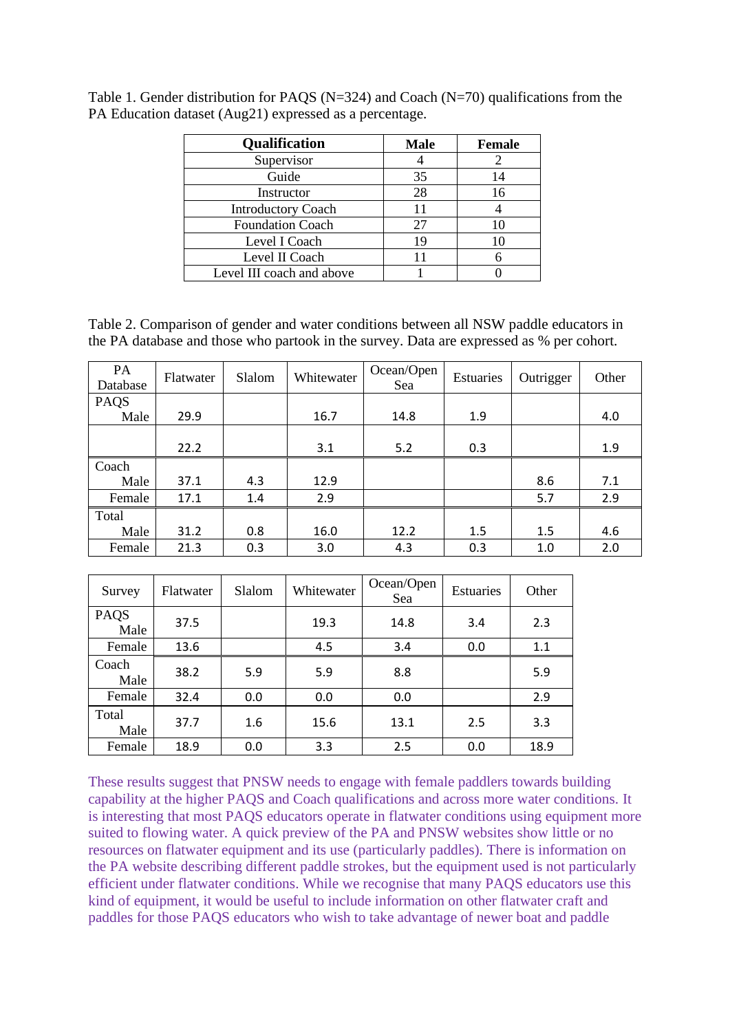Table 1. Gender distribution for PAQS (N=324) and Coach (N=70) qualifications from the PA Education dataset (Aug21) expressed as a percentage.

| Qualification | Male | Female |
|---|---|---|
| Supervisor | 4 | 2 |
| Guide | 35 | 14 |
| Instructor | 28 | 16 |
| Introductory Coach | 11 | 4 |
| Foundation Coach | 27 | 10 |
| Level I Coach | 19 | 10 |
| Level II Coach | 11 | 6 |
| Level III coach and above | 1 | 0 |

Table 2. Comparison of gender and water conditions between all NSW paddle educators in the PA database and those who partook in the survey. Data are expressed as % per cohort.

| PA Database | Flatwater | Slalom | Whitewater | Ocean/Open Sea | Estuaries | Outrigger | Other |
|---|---|---|---|---|---|---|---|
| PAQS Male | 29.9 | | 16.7 | 14.8 | 1.9 | | 4.0 |
| | 22.2 | | 3.1 | 5.2 | 0.3 | | 1.9 |
| Coach Male | 37.1 | 4.3 | 12.9 | | | 8.6 | 7.1 |
| Female | 17.1 | 1.4 | 2.9 | | | 5.7 | 2.9 |
| Total Male | 31.2 | 0.8 | 16.0 | 12.2 | 1.5 | 1.5 | 4.6 |
| Female | 21.3 | 0.3 | 3.0 | 4.3 | 0.3 | 1.0 | 2.0 |

| Survey | Flatwater | Slalom | Whitewater | Ocean/Open Sea | Estuaries | Other |
|---|---|---|---|---|---|---|
| PAQS Male | 37.5 | | 19.3 | 14.8 | 3.4 | 2.3 |
| Female | 13.6 | | 4.5 | 3.4 | 0.0 | 1.1 |
| Coach Male | 38.2 | 5.9 | 5.9 | 8.8 | | 5.9 |
| Female | 32.4 | 0.0 | 0.0 | 0.0 | | 2.9 |
| Total Male | 37.7 | 1.6 | 15.6 | 13.1 | 2.5 | 3.3 |
| Female | 18.9 | 0.0 | 3.3 | 2.5 | 0.0 | 18.9 |

These results suggest that PNSW needs to engage with female paddlers towards building capability at the higher PAQS and Coach qualifications and across more water conditions. It is interesting that most PAQS educators operate in flatwater conditions using equipment more suited to flowing water. A quick preview of the PA and PNSW websites show little or no resources on flatwater equipment and its use (particularly paddles). There is information on the PA website describing different paddle strokes, but the equipment used is not particularly efficient under flatwater conditions. While we recognise that many PAQS educators use this kind of equipment, it would be useful to include information on other flatwater craft and paddles for those PAQS educators who wish to take advantage of newer boat and paddle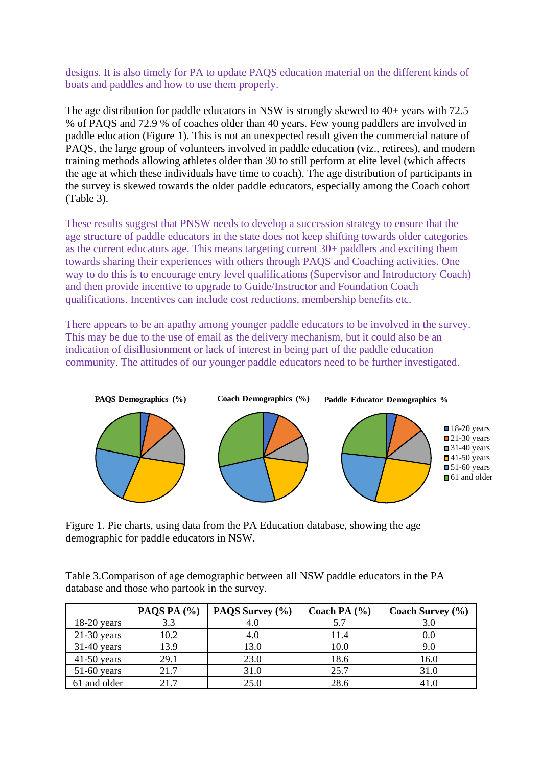designs. It is also timely for PA to update PAQS education material on the different kinds of boats and paddles and how to use them properly.

The age distribution for paddle educators in NSW is strongly skewed to 40+ years with 72.5 % of PAQS and 72.9 % of coaches older than 40 years. Few young paddlers are involved in paddle education (Figure 1). This is not an unexpected result given the commercial nature of PAQS, the large group of volunteers involved in paddle education (viz., retirees), and modern training methods allowing athletes older than 30 to still perform at elite level (which affects the age at which these individuals have time to coach). The age distribution of participants in the survey is skewed towards the older paddle educators, especially among the Coach cohort (Table 3).

These results suggest that PNSW needs to develop a succession strategy to ensure that the age structure of paddle educators in the state does not keep shifting towards older categories as the current educators age. This means targeting current 30+ paddlers and exciting them towards sharing their experiences with others through PAQS and Coaching activities. One way to do this is to encourage entry level qualifications (Supervisor and Introductory Coach) and then provide incentive to upgrade to Guide/Instructor and Foundation Coach qualifications. Incentives can include cost reductions, membership benefits etc.

There appears to be an apathy among younger paddle educators to be involved in the survey. This may be due to the use of email as the delivery mechanism, but it could also be an indication of disillusionment or lack of interest in being part of the paddle education community. The attitudes of our younger paddle educators need to be further investigated.

**PAQS Demographics (%)** | **Coach Demographics (%)** | **Paddle Educator Demographics %**

Legend: 18-20 years; 21-30 years; 31-40 years; 41-50 years; 51-60 years; 61 and older

Figure 1. Pie charts, using data from the PA Education database, showing the age demographic for paddle educators in NSW.

Table 3.Comparison of age demographic between all NSW paddle educators in the PA database and those who partook in the survey.

| | PAQS PA (%) | PAQS Survey (%) | Coach PA (%) | Coach Survey (%) |
|---|---|---|---|---|
| 18-20 years | 3.3 | 4.0 | 5.7 | 3.0 |
| 21-30 years | 10.2 | 4.0 | 11.4 | 0.0 |
| 31-40 years | 13.9 | 13.0 | 10.0 | 9.0 |
| 41-50 years | 29.1 | 23.0 | 18.6 | 16.0 |
| 51-60 years | 21.7 | 31.0 | 25.7 | 31.0 |
| 61 and older | 21.7 | 25.0 | 28.6 | 41.0 |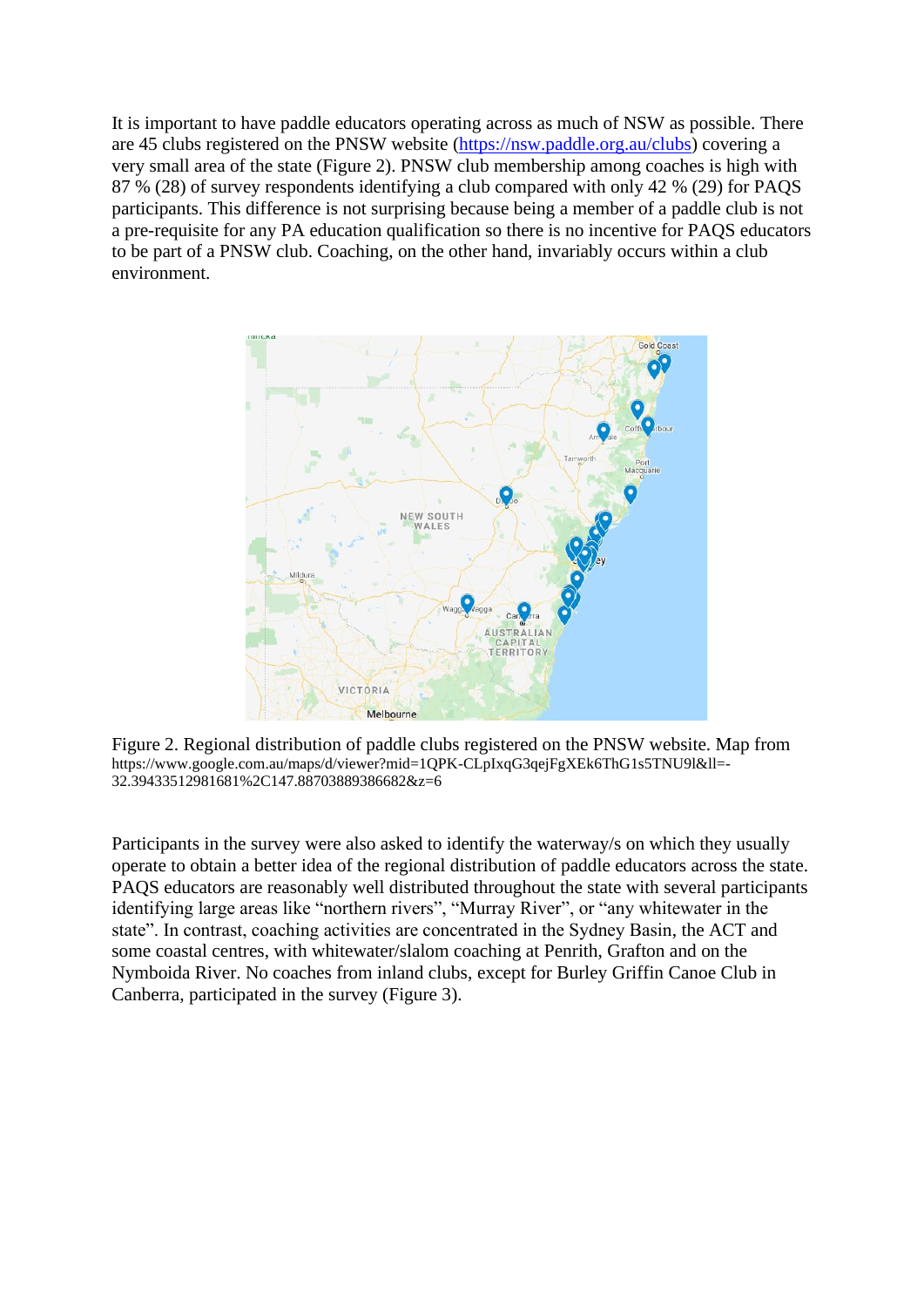It is important to have paddle educators operating across as much of NSW as possible. There are 45 clubs registered on the PNSW website (https://nsw.paddle.org.au/clubs) covering a very small area of the state (Figure 2). PNSW club membership among coaches is high with 87 % (28) of survey respondents identifying a club compared with only 42 % (29) for PAQS participants. This difference is not surprising because being a member of a paddle club is not a pre-requisite for any PA education qualification so there is no incentive for PAQS educators to be part of a PNSW club. Coaching, on the other hand, invariably occurs within a club environment.

Figure 2. Regional distribution of paddle clubs registered on the PNSW website. Map from https://www.google.com.au/maps/d/viewer?mid=1QPK-CLpIxqG3qejFgXEk6ThG1s5TNU9l&ll=-32.39433512981681%2C147.88703889386682&z=6

Participants in the survey were also asked to identify the waterway/s on which they usually operate to obtain a better idea of the regional distribution of paddle educators across the state. PAQS educators are reasonably well distributed throughout the state with several participants identifying large areas like "northern rivers", "Murray River", or "any whitewater in the state". In contrast, coaching activities are concentrated in the Sydney Basin, the ACT and some coastal centres, with whitewater/slalom coaching at Penrith, Grafton and on the Nymboida River. No coaches from inland clubs, except for Burley Griffin Canoe Club in Canberra, participated in the survey (Figure 3).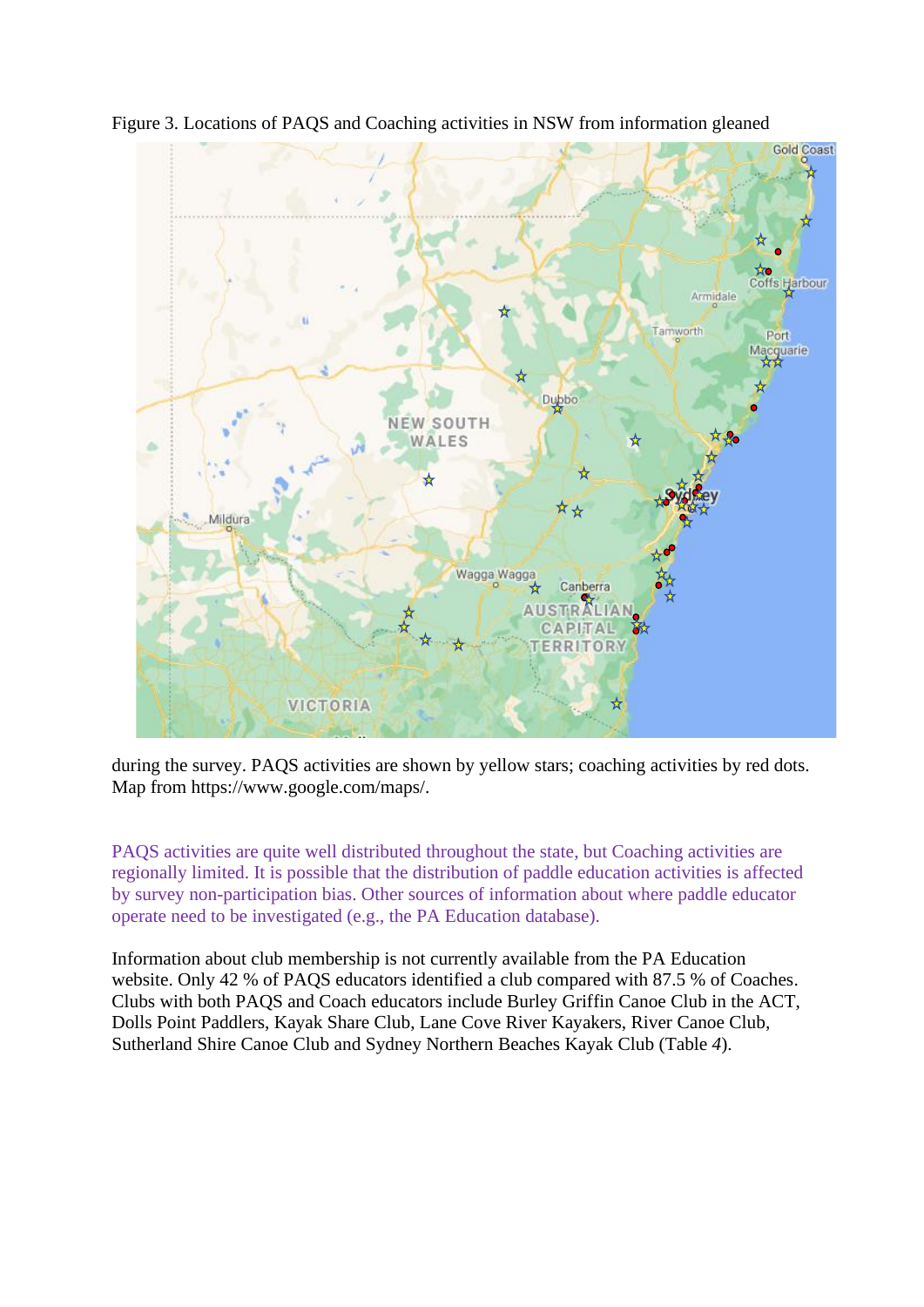Figure 3. Locations of PAQS and Coaching activities in NSW from information gleaned during the survey. PAQS activities are shown by yellow stars; coaching activities by red dots. Map from https://www.google.com/maps/.

PAQS activities are quite well distributed throughout the state, but Coaching activities are regionally limited. It is possible that the distribution of paddle education activities is affected by survey non-participation bias. Other sources of information about where paddle educator operate need to be investigated (e.g., the PA Education database).

Information about club membership is not currently available from the PA Education website. Only 42 % of PAQS educators identified a club compared with 87.5 % of Coaches. Clubs with both PAQS and Coach educators include Burley Griffin Canoe Club in the ACT, Dolls Point Paddlers, Kayak Share Club, Lane Cove River Kayakers, River Canoe Club, Sutherland Shire Canoe Club and Sydney Northern Beaches Kayak Club (Table *4*).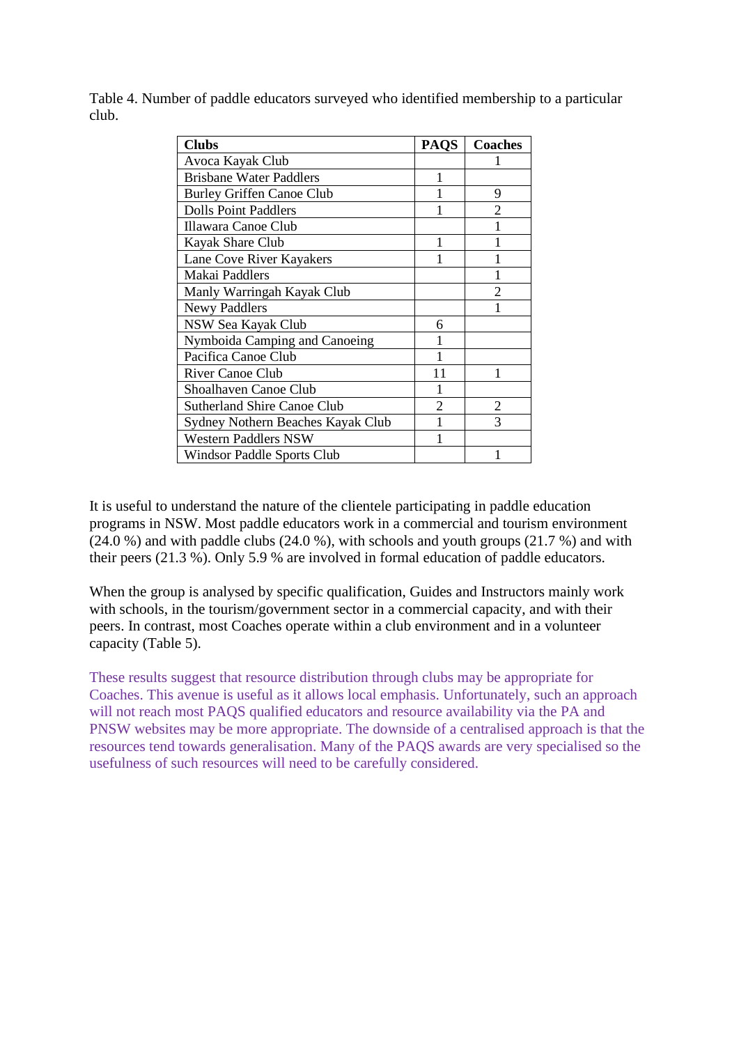Table 4. Number of paddle educators surveyed who identified membership to a particular club.

| Clubs | PAQS | Coaches |
|---|---|---|
| Avoca Kayak Club | | 1 |
| Brisbane Water Paddlers | 1 | |
| Burley Griffen Canoe Club | 1 | 9 |
| Dolls Point Paddlers | 1 | 2 |
| Illawara Canoe Club | | 1 |
| Kayak Share Club | 1 | 1 |
| Lane Cove River Kayakers | 1 | 1 |
| Makai Paddlers | | 1 |
| Manly Warringah Kayak Club | | 2 |
| Newy Paddlers | | 1 |
| NSW Sea Kayak Club | 6 | |
| Nymboida Camping and Canoeing | 1 | |
| Pacifica Canoe Club | 1 | |
| River Canoe Club | 11 | 1 |
| Shoalhaven Canoe Club | 1 | |
| Sutherland Shire Canoe Club | 2 | 2 |
| Sydney Nothern Beaches Kayak Club | 1 | 3 |
| Western Paddlers NSW | 1 | |
| Windsor Paddle Sports Club | | 1 |

It is useful to understand the nature of the clientele participating in paddle education programs in NSW. Most paddle educators work in a commercial and tourism environment (24.0 %) and with paddle clubs (24.0 %), with schools and youth groups (21.7 %) and with their peers (21.3 %). Only 5.9 % are involved in formal education of paddle educators.

When the group is analysed by specific qualification, Guides and Instructors mainly work with schools, in the tourism/government sector in a commercial capacity, and with their peers. In contrast, most Coaches operate within a club environment and in a volunteer capacity (Table 5).

These results suggest that resource distribution through clubs may be appropriate for Coaches. This avenue is useful as it allows local emphasis. Unfortunately, such an approach will not reach most PAQS qualified educators and resource availability via the PA and PNSW websites may be more appropriate. The downside of a centralised approach is that the resources tend towards generalisation. Many of the PAQS awards are very specialised so the usefulness of such resources will need to be carefully considered.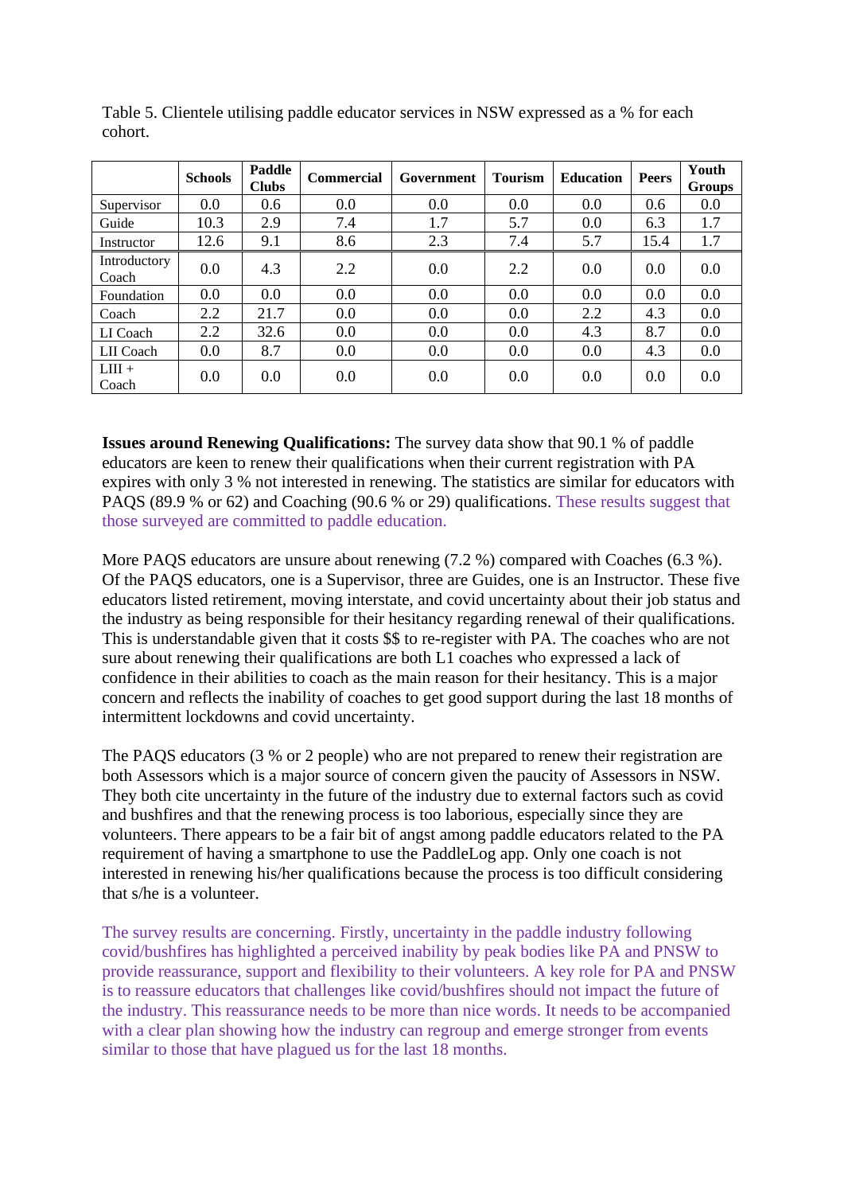Table 5. Clientele utilising paddle educator services in NSW expressed as a % for each cohort.

| | Schools | Paddle Clubs | Commercial | Government | Tourism | Education | Peers | Youth Groups |
|---|---|---|---|---|---|---|---|---|
| Supervisor | 0.0 | 0.6 | 0.0 | 0.0 | 0.0 | 0.0 | 0.6 | 0.0 |
| Guide | 10.3 | 2.9 | 7.4 | 1.7 | 5.7 | 0.0 | 6.3 | 1.7 |
| Instructor | 12.6 | 9.1 | 8.6 | 2.3 | 7.4 | 5.7 | 15.4 | 1.7 |
| Introductory Coach | 0.0 | 4.3 | 2.2 | 0.0 | 2.2 | 0.0 | 0.0 | 0.0 |
| Foundation | 0.0 | 0.0 | 0.0 | 0.0 | 0.0 | 0.0 | 0.0 | 0.0 |
| Coach | 2.2 | 21.7 | 0.0 | 0.0 | 0.0 | 2.2 | 4.3 | 0.0 |
| LI Coach | 2.2 | 32.6 | 0.0 | 0.0 | 0.0 | 4.3 | 8.7 | 0.0 |
| LII Coach | 0.0 | 8.7 | 0.0 | 0.0 | 0.0 | 0.0 | 4.3 | 0.0 |
| LIII + Coach | 0.0 | 0.0 | 0.0 | 0.0 | 0.0 | 0.0 | 0.0 | 0.0 |

**Issues around Renewing Qualifications:** The survey data show that 90.1 % of paddle educators are keen to renew their qualifications when their current registration with PA expires with only 3 % not interested in renewing. The statistics are similar for educators with PAQS (89.9 % or 62) and Coaching (90.6 % or 29) qualifications. These results suggest that those surveyed are committed to paddle education.

More PAQS educators are unsure about renewing (7.2 %) compared with Coaches (6.3 %). Of the PAQS educators, one is a Supervisor, three are Guides, one is an Instructor. These five educators listed retirement, moving interstate, and covid uncertainty about their job status and the industry as being responsible for their hesitancy regarding renewal of their qualifications. This is understandable given that it costs $$ to re-register with PA. The coaches who are not sure about renewing their qualifications are both L1 coaches who expressed a lack of confidence in their abilities to coach as the main reason for their hesitancy. This is a major concern and reflects the inability of coaches to get good support during the last 18 months of intermittent lockdowns and covid uncertainty.

The PAQS educators (3 % or 2 people) who are not prepared to renew their registration are both Assessors which is a major source of concern given the paucity of Assessors in NSW. They both cite uncertainty in the future of the industry due to external factors such as covid and bushfires and that the renewing process is too laborious, especially since they are volunteers. There appears to be a fair bit of angst among paddle educators related to the PA requirement of having a smartphone to use the PaddleLog app. Only one coach is not interested in renewing his/her qualifications because the process is too difficult considering that s/he is a volunteer.

The survey results are concerning. Firstly, uncertainty in the paddle industry following covid/bushfires has highlighted a perceived inability by peak bodies like PA and PNSW to provide reassurance, support and flexibility to their volunteers. A key role for PA and PNSW is to reassure educators that challenges like covid/bushfires should not impact the future of the industry. This reassurance needs to be more than nice words. It needs to be accompanied with a clear plan showing how the industry can regroup and emerge stronger from events similar to those that have plagued us for the last 18 months.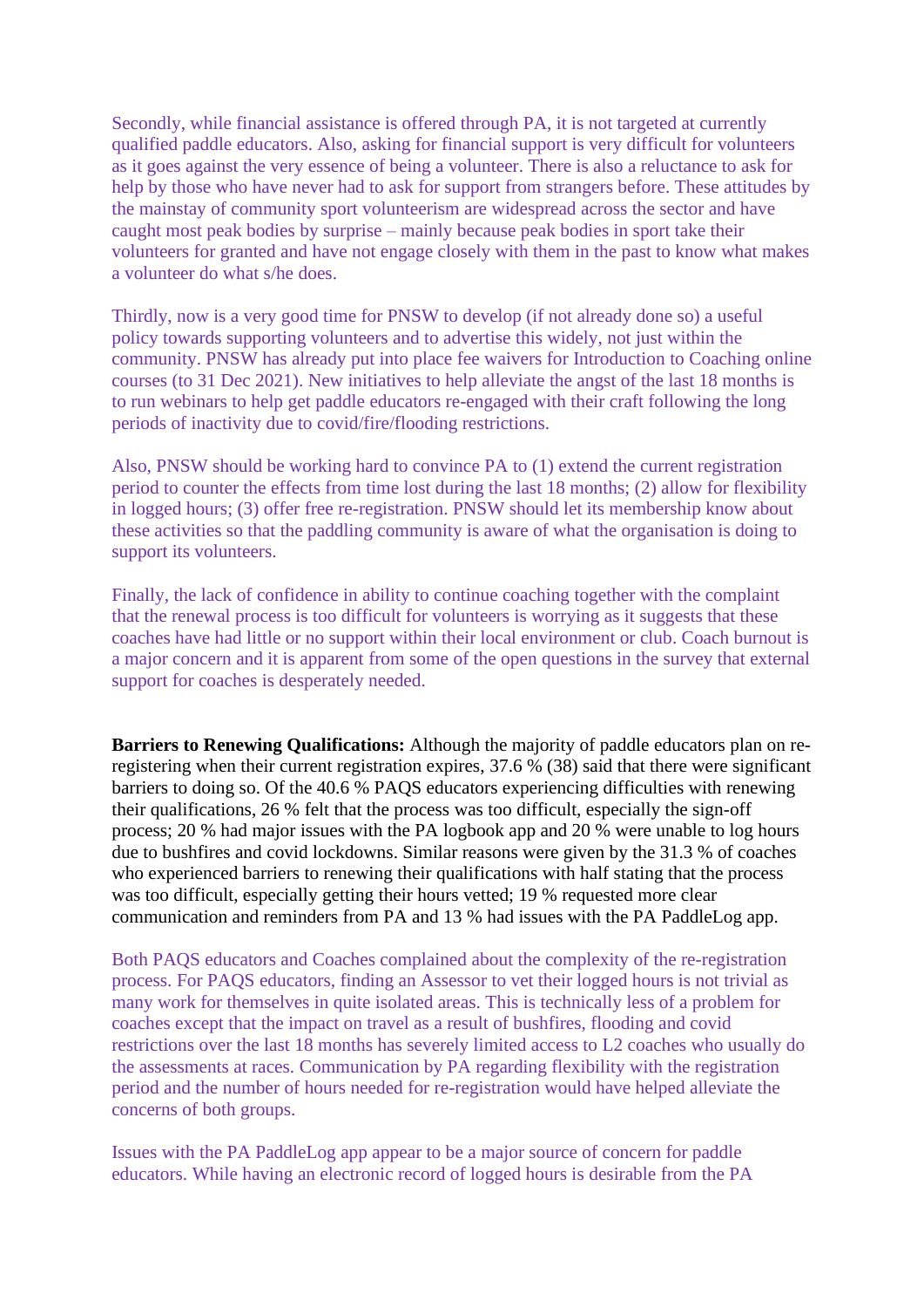Secondly, while financial assistance is offered through PA, it is not targeted at currently qualified paddle educators. Also, asking for financial support is very difficult for volunteers as it goes against the very essence of being a volunteer. There is also a reluctance to ask for help by those who have never had to ask for support from strangers before. These attitudes by the mainstay of community sport volunteerism are widespread across the sector and have caught most peak bodies by surprise – mainly because peak bodies in sport take their volunteers for granted and have not engage closely with them in the past to know what makes a volunteer do what s/he does.

Thirdly, now is a very good time for PNSW to develop (if not already done so) a useful policy towards supporting volunteers and to advertise this widely, not just within the community. PNSW has already put into place fee waivers for Introduction to Coaching online courses (to 31 Dec 2021). New initiatives to help alleviate the angst of the last 18 months is to run webinars to help get paddle educators re-engaged with their craft following the long periods of inactivity due to covid/fire/flooding restrictions.

Also, PNSW should be working hard to convince PA to (1) extend the current registration period to counter the effects from time lost during the last 18 months; (2) allow for flexibility in logged hours; (3) offer free re-registration. PNSW should let its membership know about these activities so that the paddling community is aware of what the organisation is doing to support its volunteers.

Finally, the lack of confidence in ability to continue coaching together with the complaint that the renewal process is too difficult for volunteers is worrying as it suggests that these coaches have had little or no support within their local environment or club. Coach burnout is a major concern and it is apparent from some of the open questions in the survey that external support for coaches is desperately needed.

**Barriers to Renewing Qualifications:** Although the majority of paddle educators plan on re-registering when their current registration expires, 37.6 % (38) said that there were significant barriers to doing so. Of the 40.6 % PAQS educators experiencing difficulties with renewing their qualifications, 26 % felt that the process was too difficult, especially the sign-off process; 20 % had major issues with the PA logbook app and 20 % were unable to log hours due to bushfires and covid lockdowns. Similar reasons were given by the 31.3 % of coaches who experienced barriers to renewing their qualifications with half stating that the process was too difficult, especially getting their hours vetted; 19 % requested more clear communication and reminders from PA and 13 % had issues with the PA PaddleLog app.

Both PAQS educators and Coaches complained about the complexity of the re-registration process. For PAQS educators, finding an Assessor to vet their logged hours is not trivial as many work for themselves in quite isolated areas. This is technically less of a problem for coaches except that the impact on travel as a result of bushfires, flooding and covid restrictions over the last 18 months has severely limited access to L2 coaches who usually do the assessments at races. Communication by PA regarding flexibility with the registration period and the number of hours needed for re-registration would have helped alleviate the concerns of both groups.

Issues with the PA PaddleLog app appear to be a major source of concern for paddle educators. While having an electronic record of logged hours is desirable from the PA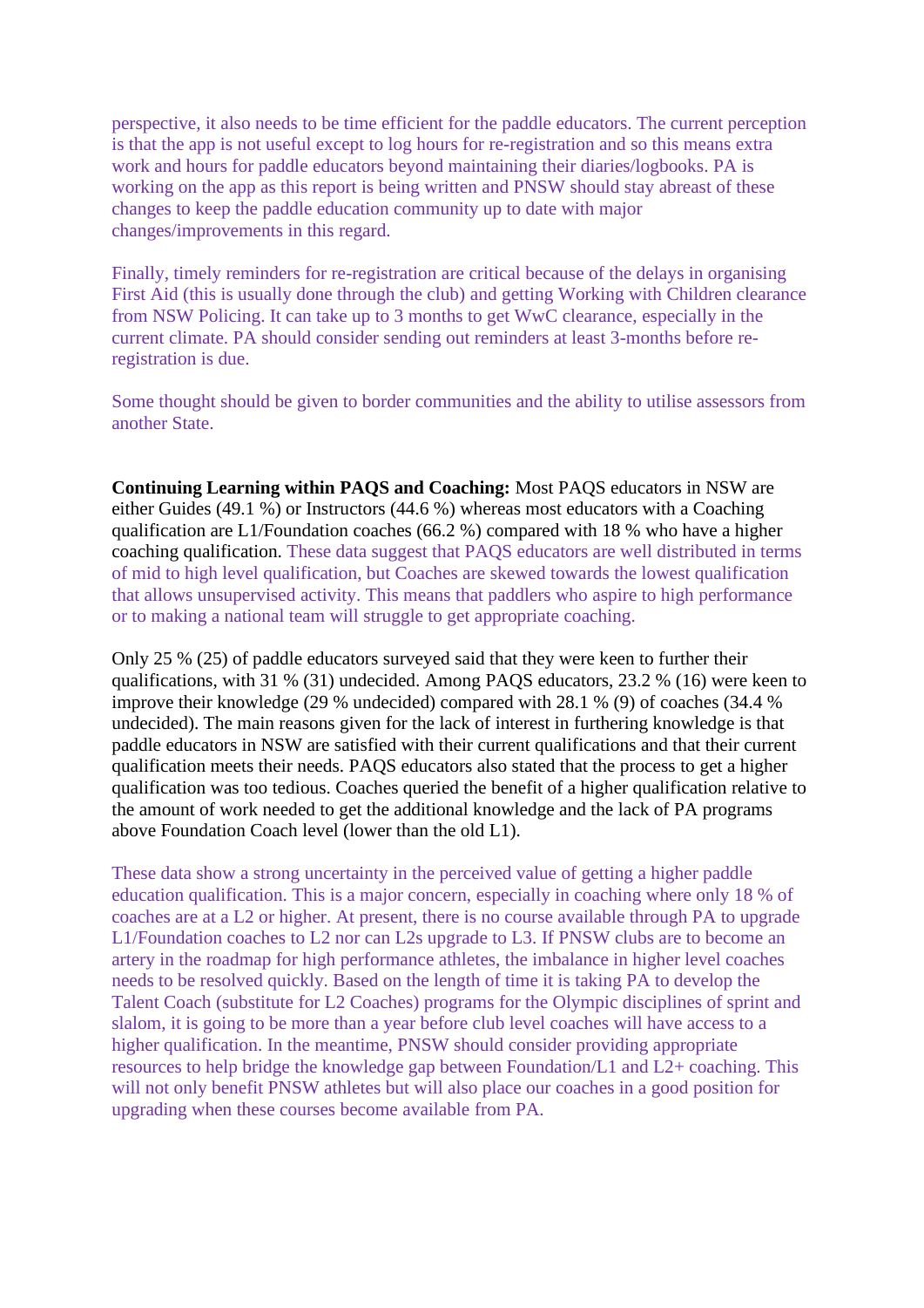perspective, it also needs to be time efficient for the paddle educators. The current perception is that the app is not useful except to log hours for re-registration and so this means extra work and hours for paddle educators beyond maintaining their diaries/logbooks. PA is working on the app as this report is being written and PNSW should stay abreast of these changes to keep the paddle education community up to date with major changes/improvements in this regard.

Finally, timely reminders for re-registration are critical because of the delays in organising First Aid (this is usually done through the club) and getting Working with Children clearance from NSW Policing. It can take up to 3 months to get WwC clearance, especially in the current climate. PA should consider sending out reminders at least 3-months before re-registration is due.

Some thought should be given to border communities and the ability to utilise assessors from another State.

**Continuing Learning within PAQS and Coaching:** Most PAQS educators in NSW are either Guides (49.1 %) or Instructors (44.6 %) whereas most educators with a Coaching qualification are L1/Foundation coaches (66.2 %) compared with 18 % who have a higher coaching qualification. These data suggest that PAQS educators are well distributed in terms of mid to high level qualification, but Coaches are skewed towards the lowest qualification that allows unsupervised activity. This means that paddlers who aspire to high performance or to making a national team will struggle to get appropriate coaching.

Only 25 % (25) of paddle educators surveyed said that they were keen to further their qualifications, with 31 % (31) undecided. Among PAQS educators, 23.2 % (16) were keen to improve their knowledge (29 % undecided) compared with 28.1 % (9) of coaches (34.4 % undecided). The main reasons given for the lack of interest in furthering knowledge is that paddle educators in NSW are satisfied with their current qualifications and that their current qualification meets their needs. PAQS educators also stated that the process to get a higher qualification was too tedious. Coaches queried the benefit of a higher qualification relative to the amount of work needed to get the additional knowledge and the lack of PA programs above Foundation Coach level (lower than the old L1).

These data show a strong uncertainty in the perceived value of getting a higher paddle education qualification. This is a major concern, especially in coaching where only 18 % of coaches are at a L2 or higher. At present, there is no course available through PA to upgrade L1/Foundation coaches to L2 nor can L2s upgrade to L3. If PNSW clubs are to become an artery in the roadmap for high performance athletes, the imbalance in higher level coaches needs to be resolved quickly. Based on the length of time it is taking PA to develop the Talent Coach (substitute for L2 Coaches) programs for the Olympic disciplines of sprint and slalom, it is going to be more than a year before club level coaches will have access to a higher qualification. In the meantime, PNSW should consider providing appropriate resources to help bridge the knowledge gap between Foundation/L1 and L2+ coaching. This will not only benefit PNSW athletes but will also place our coaches in a good position for upgrading when these courses become available from PA.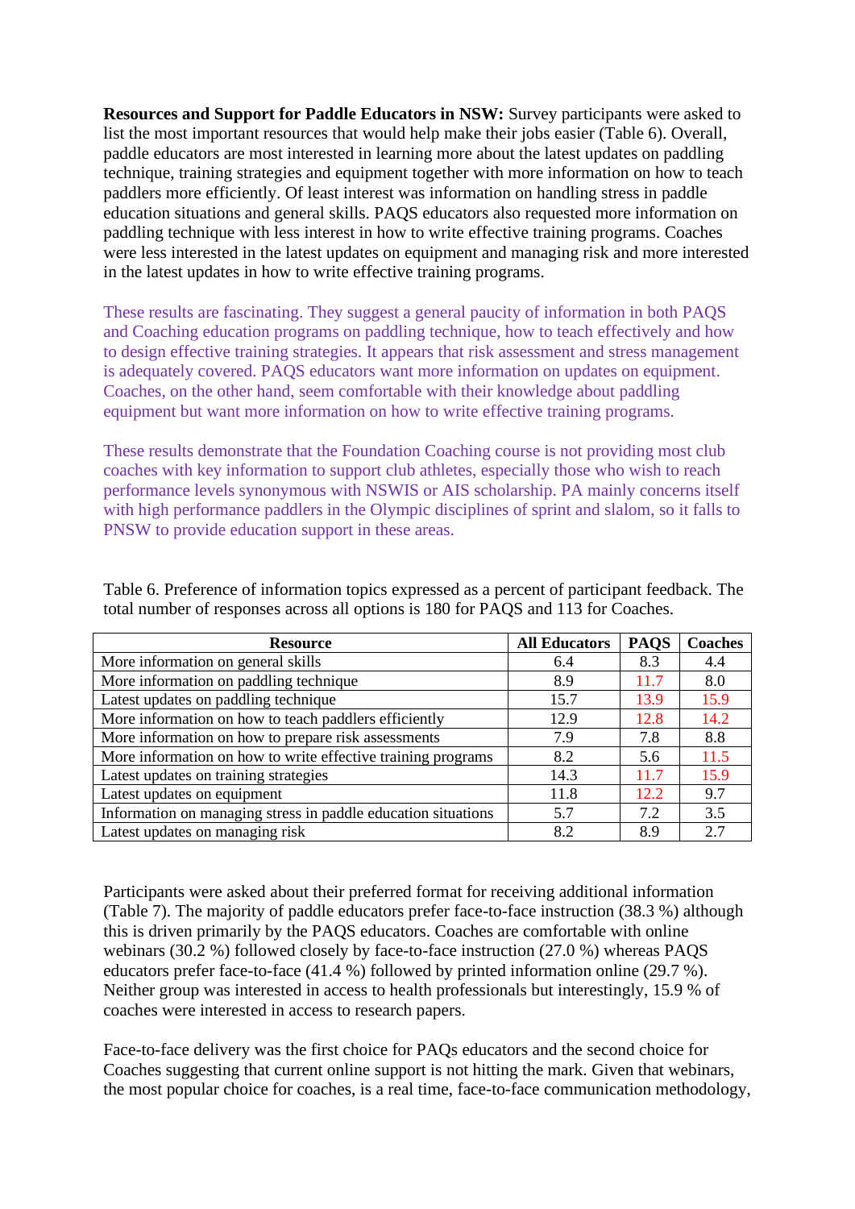**Resources and Support for Paddle Educators in NSW:** Survey participants were asked to list the most important resources that would help make their jobs easier (Table 6). Overall, paddle educators are most interested in learning more about the latest updates on paddling technique, training strategies and equipment together with more information on how to teach paddlers more efficiently. Of least interest was information on handling stress in paddle education situations and general skills. PAQS educators also requested more information on paddling technique with less interest in how to write effective training programs. Coaches were less interested in the latest updates on equipment and managing risk and more interested in the latest updates in how to write effective training programs.

These results are fascinating. They suggest a general paucity of information in both PAQS and Coaching education programs on paddling technique, how to teach effectively and how to design effective training strategies. It appears that risk assessment and stress management is adequately covered. PAQS educators want more information on updates on equipment. Coaches, on the other hand, seem comfortable with their knowledge about paddling equipment but want more information on how to write effective training programs.

These results demonstrate that the Foundation Coaching course is not providing most club coaches with key information to support club athletes, especially those who wish to reach performance levels synonymous with NSWIS or AIS scholarship. PA mainly concerns itself with high performance paddlers in the Olympic disciplines of sprint and slalom, so it falls to PNSW to provide education support in these areas.

Table 6. Preference of information topics expressed as a percent of participant feedback. The total number of responses across all options is 180 for PAQS and 113 for Coaches.

| Resource | All Educators | PAQS | Coaches |
|---|---|---|---|
| More information on general skills | 6.4 | 8.3 | 4.4 |
| More information on paddling technique | 8.9 | 11.7 | 8.0 |
| Latest updates on paddling technique | 15.7 | 13.9 | 15.9 |
| More information on how to teach paddlers efficiently | 12.9 | 12.8 | 14.2 |
| More information on how to prepare risk assessments | 7.9 | 7.8 | 8.8 |
| More information on how to write effective training programs | 8.2 | 5.6 | 11.5 |
| Latest updates on training strategies | 14.3 | 11.7 | 15.9 |
| Latest updates on equipment | 11.8 | 12.2 | 9.7 |
| Information on managing stress in paddle education situations | 5.7 | 7.2 | 3.5 |
| Latest updates on managing risk | 8.2 | 8.9 | 2.7 |

Participants were asked about their preferred format for receiving additional information (Table 7). The majority of paddle educators prefer face-to-face instruction (38.3 %) although this is driven primarily by the PAQS educators. Coaches are comfortable with online webinars (30.2 %) followed closely by face-to-face instruction (27.0 %) whereas PAQS educators prefer face-to-face (41.4 %) followed by printed information online (29.7 %). Neither group was interested in access to health professionals but interestingly, 15.9 % of coaches were interested in access to research papers.

Face-to-face delivery was the first choice for PAQs educators and the second choice for Coaches suggesting that current online support is not hitting the mark. Given that webinars, the most popular choice for coaches, is a real time, face-to-face communication methodology,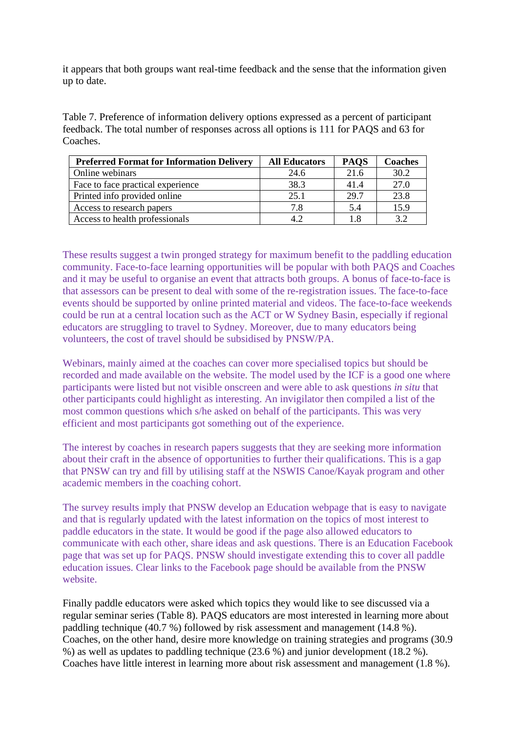it appears that both groups want real-time feedback and the sense that the information given up to date.

Table 7. Preference of information delivery options expressed as a percent of participant feedback. The total number of responses across all options is 111 for PAQS and 63 for Coaches.

| Preferred Format for Information Delivery | All Educators | PAQS | Coaches |
|---|---|---|---|
| Online webinars | 24.6 | 21.6 | 30.2 |
| Face to face practical experience | 38.3 | 41.4 | 27.0 |
| Printed info provided online | 25.1 | 29.7 | 23.8 |
| Access to research papers | 7.8 | 5.4 | 15.9 |
| Access to health professionals | 4.2 | 1.8 | 3.2 |

These results suggest a twin pronged strategy for maximum benefit to the paddling education community. Face-to-face learning opportunities will be popular with both PAQS and Coaches and it may be useful to organise an event that attracts both groups. A bonus of face-to-face is that assessors can be present to deal with some of the re-registration issues. The face-to-face events should be supported by online printed material and videos. The face-to-face weekends could be run at a central location such as the ACT or W Sydney Basin, especially if regional educators are struggling to travel to Sydney. Moreover, due to many educators being volunteers, the cost of travel should be subsidised by PNSW/PA.

Webinars, mainly aimed at the coaches can cover more specialised topics but should be recorded and made available on the website. The model used by the ICF is a good one where participants were listed but not visible onscreen and were able to ask questions *in situ* that other participants could highlight as interesting. An invigilator then compiled a list of the most common questions which s/he asked on behalf of the participants. This was very efficient and most participants got something out of the experience.

The interest by coaches in research papers suggests that they are seeking more information about their craft in the absence of opportunities to further their qualifications. This is a gap that PNSW can try and fill by utilising staff at the NSWIS Canoe/Kayak program and other academic members in the coaching cohort.

The survey results imply that PNSW develop an Education webpage that is easy to navigate and that is regularly updated with the latest information on the topics of most interest to paddle educators in the state. It would be good if the page also allowed educators to communicate with each other, share ideas and ask questions. There is an Education Facebook page that was set up for PAQS. PNSW should investigate extending this to cover all paddle education issues. Clear links to the Facebook page should be available from the PNSW website.

Finally paddle educators were asked which topics they would like to see discussed via a regular seminar series (Table 8). PAQS educators are most interested in learning more about paddling technique (40.7 %) followed by risk assessment and management (14.8 %). Coaches, on the other hand, desire more knowledge on training strategies and programs (30.9 %) as well as updates to paddling technique (23.6 %) and junior development (18.2 %). Coaches have little interest in learning more about risk assessment and management (1.8 %).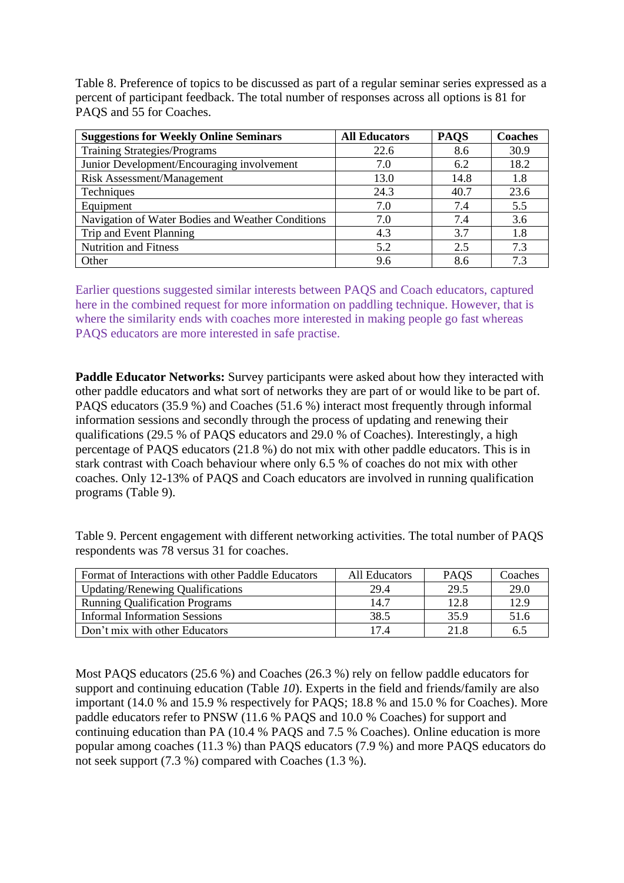Table 8. Preference of topics to be discussed as part of a regular seminar series expressed as a percent of participant feedback. The total number of responses across all options is 81 for PAQS and 55 for Coaches.

| **Suggestions for Weekly Online Seminars** | **All Educators** | **PAQS** | **Coaches** |
|---|---|---|---|
| Training Strategies/Programs | 22.6 | 8.6 | 30.9 |
| Junior Development/Encouraging involvement | 7.0 | 6.2 | 18.2 |
| Risk Assessment/Management | 13.0 | 14.8 | 1.8 |
| Techniques | 24.3 | 40.7 | 23.6 |
| Equipment | 7.0 | 7.4 | 5.5 |
| Navigation of Water Bodies and Weather Conditions | 7.0 | 7.4 | 3.6 |
| Trip and Event Planning | 4.3 | 3.7 | 1.8 |
| Nutrition and Fitness | 5.2 | 2.5 | 7.3 |
| Other | 9.6 | 8.6 | 7.3 |

Earlier questions suggested similar interests between PAQS and Coach educators, captured here in the combined request for more information on paddling technique. However, that is where the similarity ends with coaches more interested in making people go fast whereas PAQS educators are more interested in safe practise.

**Paddle Educator Networks:** Survey participants were asked about how they interacted with other paddle educators and what sort of networks they are part of or would like to be part of. PAQS educators (35.9 %) and Coaches (51.6 %) interact most frequently through informal information sessions and secondly through the process of updating and renewing their qualifications (29.5 % of PAQS educators and 29.0 % of Coaches). Interestingly, a high percentage of PAQS educators (21.8 %) do not mix with other paddle educators. This is in stark contrast with Coach behaviour where only 6.5 % of coaches do not mix with other coaches. Only 12-13% of PAQS and Coach educators are involved in running qualification programs (Table 9).

Table 9. Percent engagement with different networking activities. The total number of PAQS respondents was 78 versus 31 for coaches.

| Format of Interactions with other Paddle Educators | All Educators | PAQS | Coaches |
|---|---|---|---|
| Updating/Renewing Qualifications | 29.4 | 29.5 | 29.0 |
| Running Qualification Programs | 14.7 | 12.8 | 12.9 |
| Informal Information Sessions | 38.5 | 35.9 | 51.6 |
| Don't mix with other Educators | 17.4 | 21.8 | 6.5 |

Most PAQS educators (25.6 %) and Coaches (26.3 %) rely on fellow paddle educators for support and continuing education (Table *10*). Experts in the field and friends/family are also important (14.0 % and 15.9 % respectively for PAQS; 18.8 % and 15.0 % for Coaches). More paddle educators refer to PNSW (11.6 % PAQS and 10.0 % Coaches) for support and continuing education than PA (10.4 % PAQS and 7.5 % Coaches). Online education is more popular among coaches (11.3 %) than PAQS educators (7.9 %) and more PAQS educators do not seek support (7.3 %) compared with Coaches (1.3 %).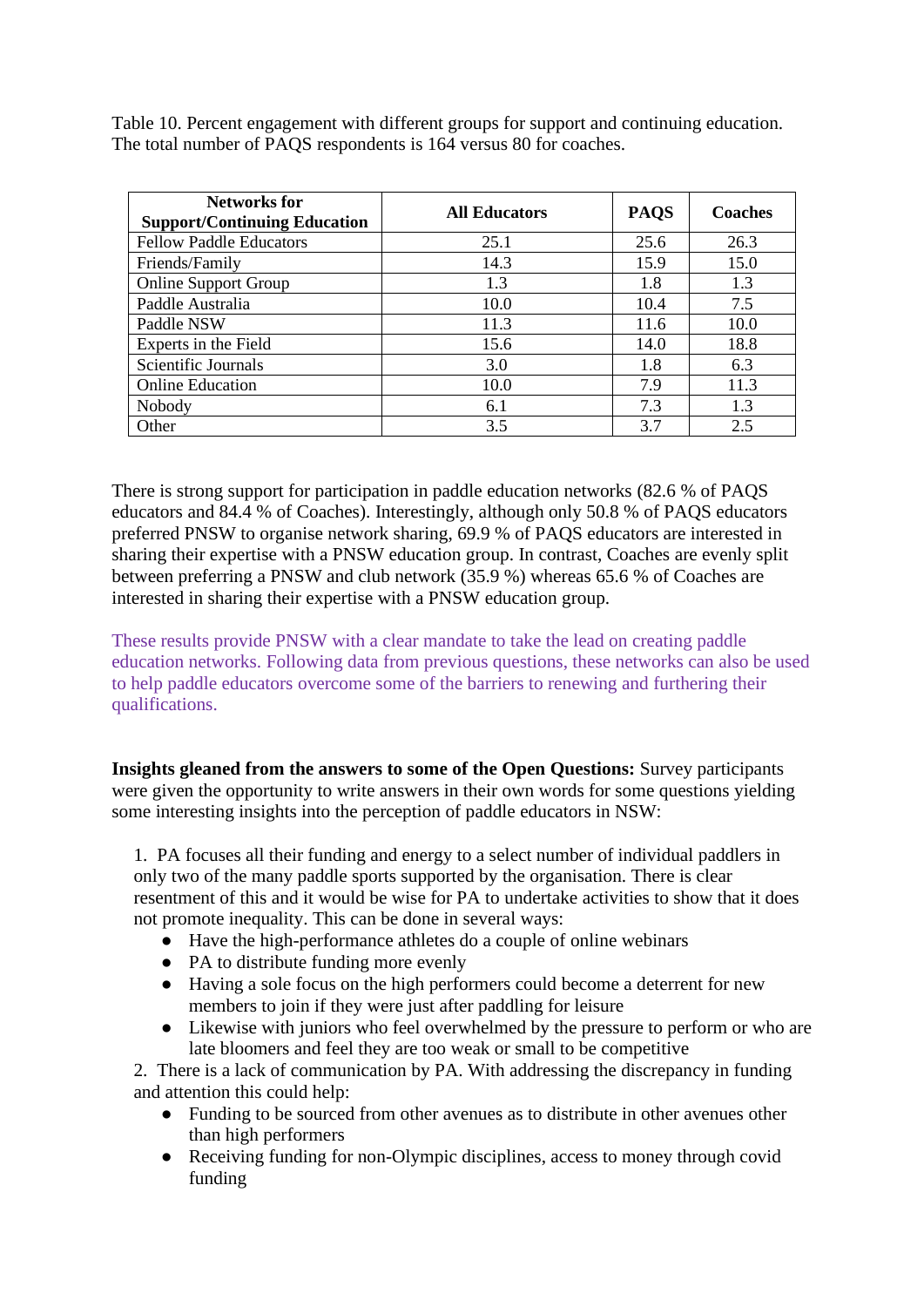Table 10. Percent engagement with different groups for support and continuing education. The total number of PAQS respondents is 164 versus 80 for coaches.

| Networks for Support/Continuing Education | All Educators | PAQS | Coaches |
|---|---|---|---|
| Fellow Paddle Educators | 25.1 | 25.6 | 26.3 |
| Friends/Family | 14.3 | 15.9 | 15.0 |
| Online Support Group | 1.3 | 1.8 | 1.3 |
| Paddle Australia | 10.0 | 10.4 | 7.5 |
| Paddle NSW | 11.3 | 11.6 | 10.0 |
| Experts in the Field | 15.6 | 14.0 | 18.8 |
| Scientific Journals | 3.0 | 1.8 | 6.3 |
| Online Education | 10.0 | 7.9 | 11.3 |
| Nobody | 6.1 | 7.3 | 1.3 |
| Other | 3.5 | 3.7 | 2.5 |

There is strong support for participation in paddle education networks (82.6 % of PAQS educators and 84.4 % of Coaches). Interestingly, although only 50.8 % of PAQS educators preferred PNSW to organise network sharing, 69.9 % of PAQS educators are interested in sharing their expertise with a PNSW education group. In contrast, Coaches are evenly split between preferring a PNSW and club network (35.9 %) whereas 65.6 % of Coaches are interested in sharing their expertise with a PNSW education group.

These results provide PNSW with a clear mandate to take the lead on creating paddle education networks. Following data from previous questions, these networks can also be used to help paddle educators overcome some of the barriers to renewing and furthering their qualifications.

**Insights gleaned from the answers to some of the Open Questions:** Survey participants were given the opportunity to write answers in their own words for some questions yielding some interesting insights into the perception of paddle educators in NSW:

1. PA focuses all their funding and energy to a select number of individual paddlers in only two of the many paddle sports supported by the organisation. There is clear resentment of this and it would be wise for PA to undertake activities to show that it does not promote inequality. This can be done in several ways:
    - Have the high-performance athletes do a couple of online webinars
    - PA to distribute funding more evenly
    - Having a sole focus on the high performers could become a deterrent for new members to join if they were just after paddling for leisure
    - Likewise with juniors who feel overwhelmed by the pressure to perform or who are late bloomers and feel they are too weak or small to be competitive
2. There is a lack of communication by PA. With addressing the discrepancy in funding and attention this could help:
    - Funding to be sourced from other avenues as to distribute in other avenues other than high performers
    - Receiving funding for non-Olympic disciplines, access to money through covid funding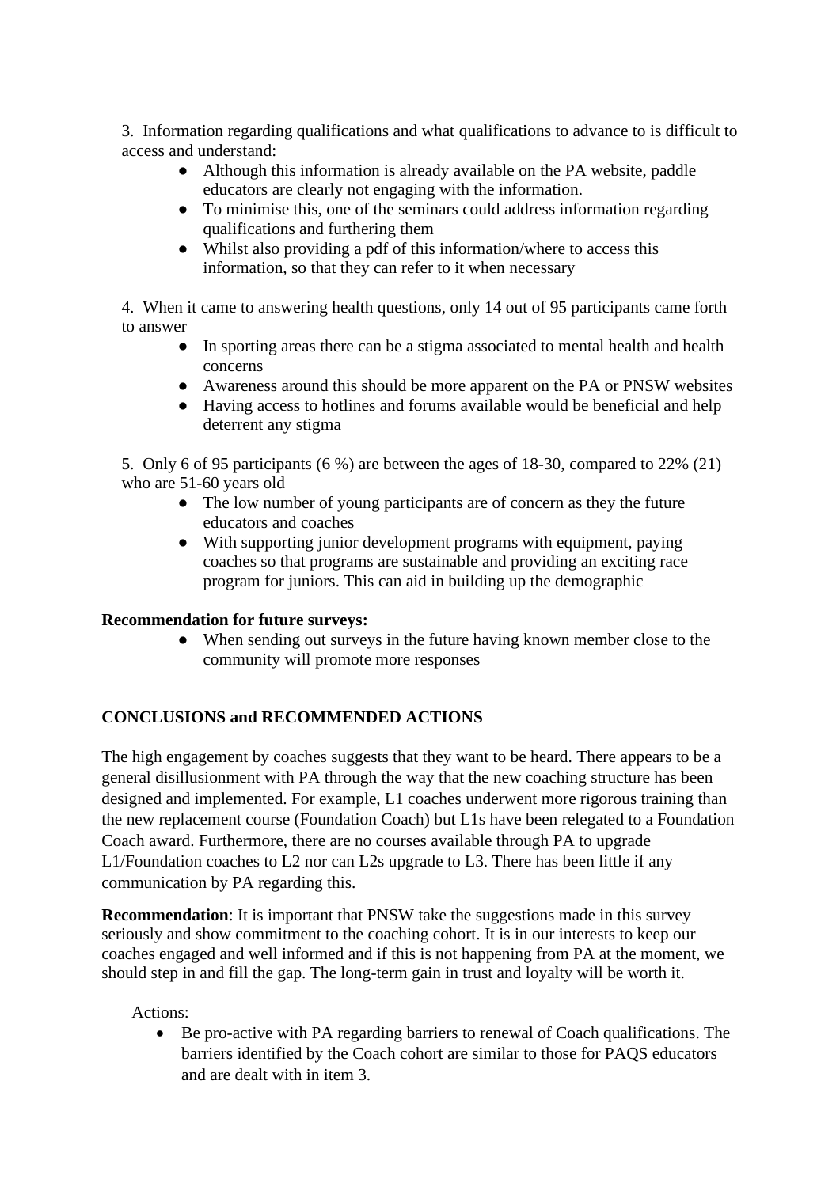3. Information regarding qualifications and what qualifications to advance to is difficult to access and understand:

- Although this information is already available on the PA website, paddle educators are clearly not engaging with the information.
- To minimise this, one of the seminars could address information regarding qualifications and furthering them
- Whilst also providing a pdf of this information/where to access this information, so that they can refer to it when necessary

4. When it came to answering health questions, only 14 out of 95 participants came forth to answer

- In sporting areas there can be a stigma associated to mental health and health concerns
- Awareness around this should be more apparent on the PA or PNSW websites
- Having access to hotlines and forums available would be beneficial and help deterrent any stigma

5. Only 6 of 95 participants (6 %) are between the ages of 18-30, compared to 22% (21) who are 51-60 years old

- The low number of young participants are of concern as they the future educators and coaches
- With supporting junior development programs with equipment, paying coaches so that programs are sustainable and providing an exciting race program for juniors. This can aid in building up the demographic

**Recommendation for future surveys:**

- When sending out surveys in the future having known member close to the community will promote more responses

**CONCLUSIONS and RECOMMENDED ACTIONS**

The high engagement by coaches suggests that they want to be heard. There appears to be a general disillusionment with PA through the way that the new coaching structure has been designed and implemented. For example, L1 coaches underwent more rigorous training than the new replacement course (Foundation Coach) but L1s have been relegated to a Foundation Coach award. Furthermore, there are no courses available through PA to upgrade L1/Foundation coaches to L2 nor can L2s upgrade to L3. There has been little if any communication by PA regarding this.

**Recommendation**: It is important that PNSW take the suggestions made in this survey seriously and show commitment to the coaching cohort. It is in our interests to keep our coaches engaged and well informed and if this is not happening from PA at the moment, we should step in and fill the gap. The long-term gain in trust and loyalty will be worth it.

Actions:

- Be pro-active with PA regarding barriers to renewal of Coach qualifications. The barriers identified by the Coach cohort are similar to those for PAQS educators and are dealt with in item 3.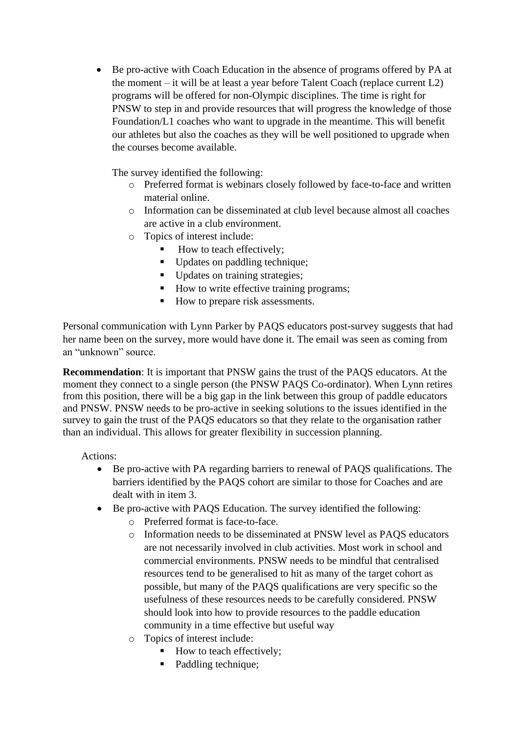- Be pro-active with Coach Education in the absence of programs offered by PA at the moment – it will be at least a year before Talent Coach (replace current L2) programs will be offered for non-Olympic disciplines. The time is right for PNSW to step in and provide resources that will progress the knowledge of those Foundation/L1 coaches who want to upgrade in the meantime. This will benefit our athletes but also the coaches as they will be well positioned to upgrade when the courses become available.

  The survey identified the following:
    - Preferred format is webinars closely followed by face-to-face and written material online.
    - Information can be disseminated at club level because almost all coaches are active in a club environment.
    - Topics of interest include:
        - How to teach effectively;
        - Updates on paddling technique;
        - Updates on training strategies;
        - How to write effective training programs;
        - How to prepare risk assessments.

Personal communication with Lynn Parker by PAQS educators post-survey suggests that had her name been on the survey, more would have done it. The email was seen as coming from an "unknown" source.

**Recommendation**: It is important that PNSW gains the trust of the PAQS educators. At the moment they connect to a single person (the PNSW PAQS Co-ordinator). When Lynn retires from this position, there will be a big gap in the link between this group of paddle educators and PNSW. PNSW needs to be pro-active in seeking solutions to the issues identified in the survey to gain the trust of the PAQS educators so that they relate to the organisation rather than an individual. This allows for greater flexibility in succession planning.

Actions:

- Be pro-active with PA regarding barriers to renewal of PAQS qualifications. The barriers identified by the PAQS cohort are similar to those for Coaches and are dealt with in item 3.
- Be pro-active with PAQS Education. The survey identified the following:
    - Preferred format is face-to-face.
    - Information needs to be disseminated at PNSW level as PAQS educators are not necessarily involved in club activities. Most work in school and commercial environments. PNSW needs to be mindful that centralised resources tend to be generalised to hit as many of the target cohort as possible, but many of the PAQS qualifications are very specific so the usefulness of these resources needs to be carefully considered. PNSW should look into how to provide resources to the paddle education community in a time effective but useful way
    - Topics of interest include:
        - How to teach effectively;
        - Paddling technique;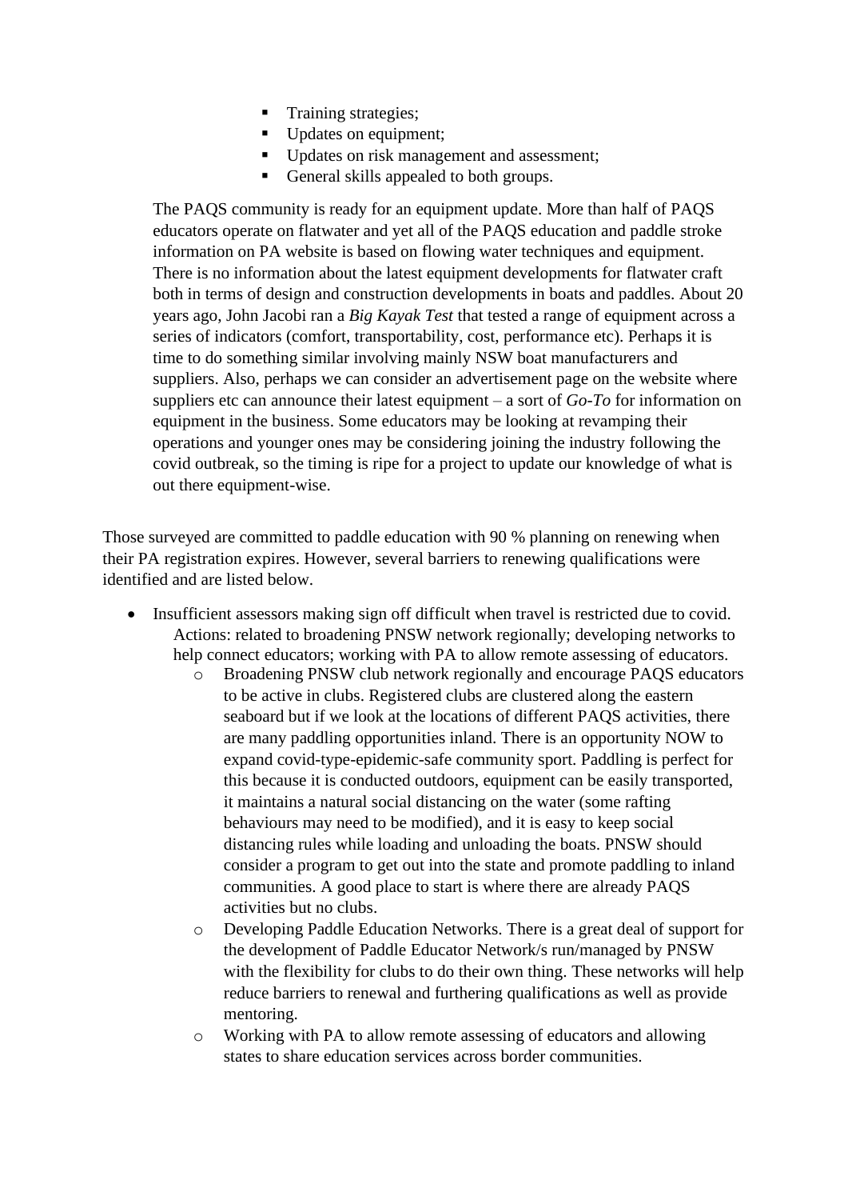- Training strategies;
    - Updates on equipment;
    - Updates on risk management and assessment;
    - General skills appealed to both groups.

  The PAQS community is ready for an equipment update. More than half of PAQS educators operate on flatwater and yet all of the PAQS education and paddle stroke information on PA website is based on flowing water techniques and equipment. There is no information about the latest equipment developments for flatwater craft both in terms of design and construction developments in boats and paddles. About 20 years ago, John Jacobi ran a *Big Kayak Test* that tested a range of equipment across a series of indicators (comfort, transportability, cost, performance etc). Perhaps it is time to do something similar involving mainly NSW boat manufacturers and suppliers. Also, perhaps we can consider an advertisement page on the website where suppliers etc can announce their latest equipment – a sort of *Go-To* for information on equipment in the business. Some educators may be looking at revamping their operations and younger ones may be considering joining the industry following the covid outbreak, so the timing is ripe for a project to update our knowledge of what is out there equipment-wise.

Those surveyed are committed to paddle education with 90 % planning on renewing when their PA registration expires. However, several barriers to renewing qualifications were identified and are listed below.

- Insufficient assessors making sign off difficult when travel is restricted due to covid. Actions: related to broadening PNSW network regionally; developing networks to help connect educators; working with PA to allow remote assessing of educators.
  - Broadening PNSW club network regionally and encourage PAQS educators to be active in clubs. Registered clubs are clustered along the eastern seaboard but if we look at the locations of different PAQS activities, there are many paddling opportunities inland. There is an opportunity NOW to expand covid-type-epidemic-safe community sport. Paddling is perfect for this because it is conducted outdoors, equipment can be easily transported, it maintains a natural social distancing on the water (some rafting behaviours may need to be modified), and it is easy to keep social distancing rules while loading and unloading the boats. PNSW should consider a program to get out into the state and promote paddling to inland communities. A good place to start is where there are already PAQS activities but no clubs.
  - Developing Paddle Education Networks. There is a great deal of support for the development of Paddle Educator Network/s run/managed by PNSW with the flexibility for clubs to do their own thing. These networks will help reduce barriers to renewal and furthering qualifications as well as provide mentoring.
  - Working with PA to allow remote assessing of educators and allowing states to share education services across border communities.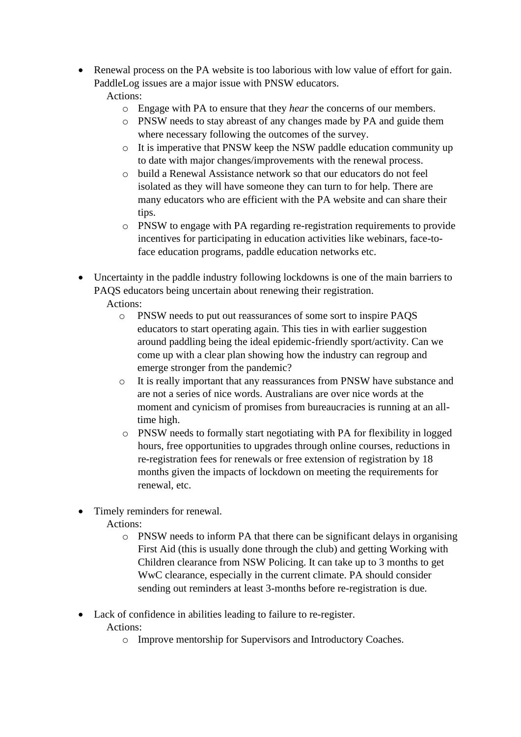- Renewal process on the PA website is too laborious with low value of effort for gain. PaddleLog issues are a major issue with PNSW educators.
  Actions:
  - Engage with PA to ensure that they *hear* the concerns of our members.
  - PNSW needs to stay abreast of any changes made by PA and guide them where necessary following the outcomes of the survey.
  - It is imperative that PNSW keep the NSW paddle education community up to date with major changes/improvements with the renewal process.
  - build a Renewal Assistance network so that our educators do not feel isolated as they will have someone they can turn to for help. There are many educators who are efficient with the PA website and can share their tips.
  - PNSW to engage with PA regarding re-registration requirements to provide incentives for participating in education activities like webinars, face-to-face education programs, paddle education networks etc.

- Uncertainty in the paddle industry following lockdowns is one of the main barriers to PAQS educators being uncertain about renewing their registration.
  Actions:
  - PNSW needs to put out reassurances of some sort to inspire PAQS educators to start operating again. This ties in with earlier suggestion around paddling being the ideal epidemic-friendly sport/activity. Can we come up with a clear plan showing how the industry can regroup and emerge stronger from the pandemic?
  - It is really important that any reassurances from PNSW have substance and are not a series of nice words. Australians are over nice words at the moment and cynicism of promises from bureaucracies is running at an all-time high.
  - PNSW needs to formally start negotiating with PA for flexibility in logged hours, free opportunities to upgrades through online courses, reductions in re-registration fees for renewals or free extension of registration by 18 months given the impacts of lockdown on meeting the requirements for renewal, etc.

- Timely reminders for renewal.
  Actions:
  - PNSW needs to inform PA that there can be significant delays in organising First Aid (this is usually done through the club) and getting Working with Children clearance from NSW Policing. It can take up to 3 months to get WwC clearance, especially in the current climate. PA should consider sending out reminders at least 3-months before re-registration is due.

- Lack of confidence in abilities leading to failure to re-register.
  Actions:
  - Improve mentorship for Supervisors and Introductory Coaches.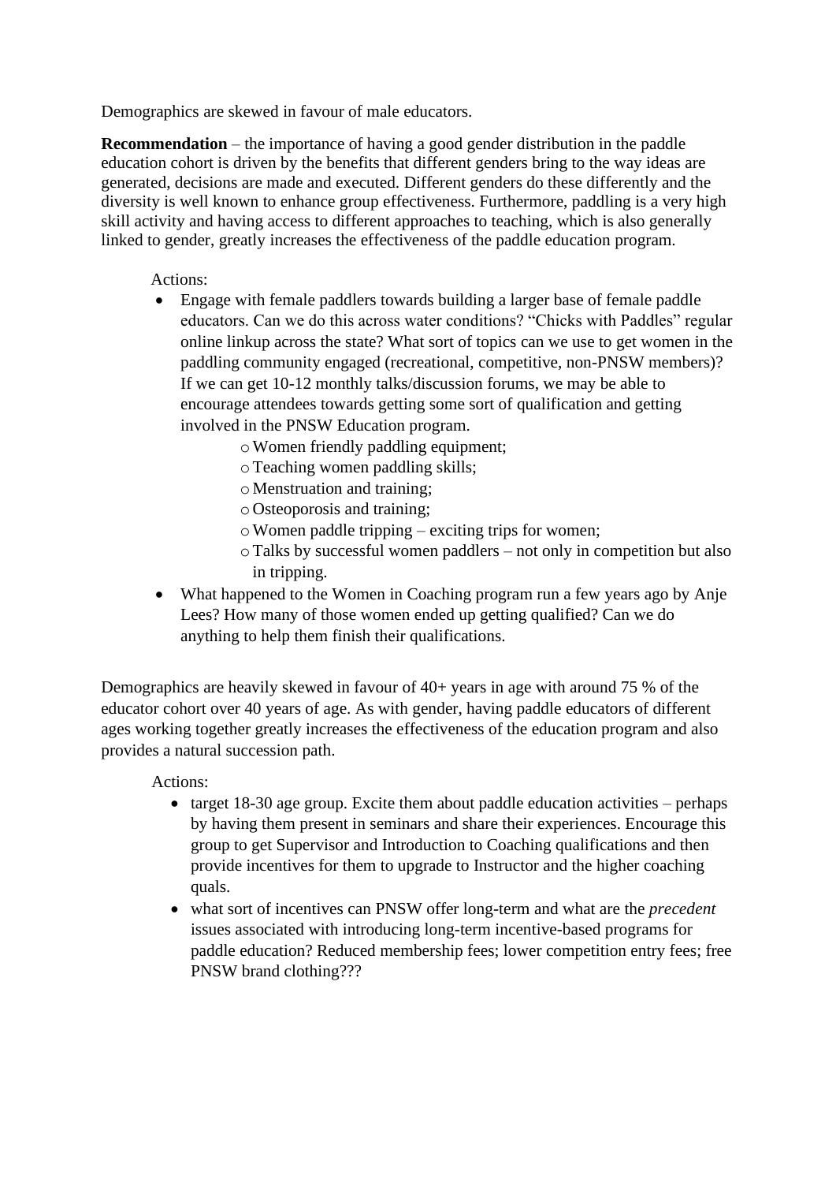Demographics are skewed in favour of male educators.

**Recommendation** – the importance of having a good gender distribution in the paddle education cohort is driven by the benefits that different genders bring to the way ideas are generated, decisions are made and executed. Different genders do these differently and the diversity is well known to enhance group effectiveness. Furthermore, paddling is a very high skill activity and having access to different approaches to teaching, which is also generally linked to gender, greatly increases the effectiveness of the paddle education program.

Actions:

- Engage with female paddlers towards building a larger base of female paddle educators. Can we do this across water conditions? "Chicks with Paddles" regular online linkup across the state? What sort of topics can we use to get women in the paddling community engaged (recreational, competitive, non-PNSW members)? If we can get 10-12 monthly talks/discussion forums, we may be able to encourage attendees towards getting some sort of qualification and getting involved in the PNSW Education program.
    - Women friendly paddling equipment;
    - Teaching women paddling skills;
    - Menstruation and training;
    - Osteoporosis and training;
    - Women paddle tripping – exciting trips for women;
    - Talks by successful women paddlers – not only in competition but also in tripping.
- What happened to the Women in Coaching program run a few years ago by Anje Lees? How many of those women ended up getting qualified? Can we do anything to help them finish their qualifications.

Demographics are heavily skewed in favour of 40+ years in age with around 75 % of the educator cohort over 40 years of age. As with gender, having paddle educators of different ages working together greatly increases the effectiveness of the education program and also provides a natural succession path.

Actions:

- target 18-30 age group. Excite them about paddle education activities – perhaps by having them present in seminars and share their experiences. Encourage this group to get Supervisor and Introduction to Coaching qualifications and then provide incentives for them to upgrade to Instructor and the higher coaching quals.
- what sort of incentives can PNSW offer long-term and what are the *precedent* issues associated with introducing long-term incentive-based programs for paddle education? Reduced membership fees; lower competition entry fees; free PNSW brand clothing???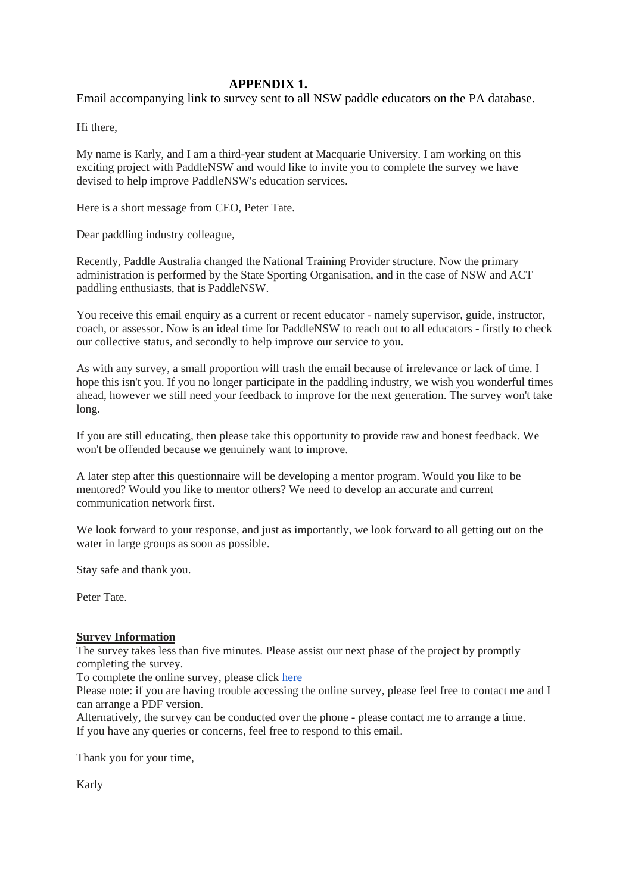## APPENDIX 1.

Email accompanying link to survey sent to all NSW paddle educators on the PA database.

Hi there,

My name is Karly, and I am a third-year student at Macquarie University. I am working on this exciting project with PaddleNSW and would like to invite you to complete the survey we have devised to help improve PaddleNSW's education services.

Here is a short message from CEO, Peter Tate.

Dear paddling industry colleague,

Recently, Paddle Australia changed the National Training Provider structure. Now the primary administration is performed by the State Sporting Organisation, and in the case of NSW and ACT paddling enthusiasts, that is PaddleNSW.

You receive this email enquiry as a current or recent educator - namely supervisor, guide, instructor, coach, or assessor. Now is an ideal time for PaddleNSW to reach out to all educators - firstly to check our collective status, and secondly to help improve our service to you.

As with any survey, a small proportion will trash the email because of irrelevance or lack of time. I hope this isn't you. If you no longer participate in the paddling industry, we wish you wonderful times ahead, however we still need your feedback to improve for the next generation. The survey won't take long.

If you are still educating, then please take this opportunity to provide raw and honest feedback. We won't be offended because we genuinely want to improve.

A later step after this questionnaire will be developing a mentor program. Would you like to be mentored? Would you like to mentor others? We need to develop an accurate and current communication network first.

We look forward to your response, and just as importantly, we look forward to all getting out on the water in large groups as soon as possible.

Stay safe and thank you.

Peter Tate.

**Survey Information**

The survey takes less than five minutes. Please assist our next phase of the project by promptly completing the survey.

To complete the online survey, please click here

Please note: if you are having trouble accessing the online survey, please feel free to contact me and I can arrange a PDF version.

Alternatively, the survey can be conducted over the phone - please contact me to arrange a time.

If you have any queries or concerns, feel free to respond to this email.

Thank you for your time,

Karly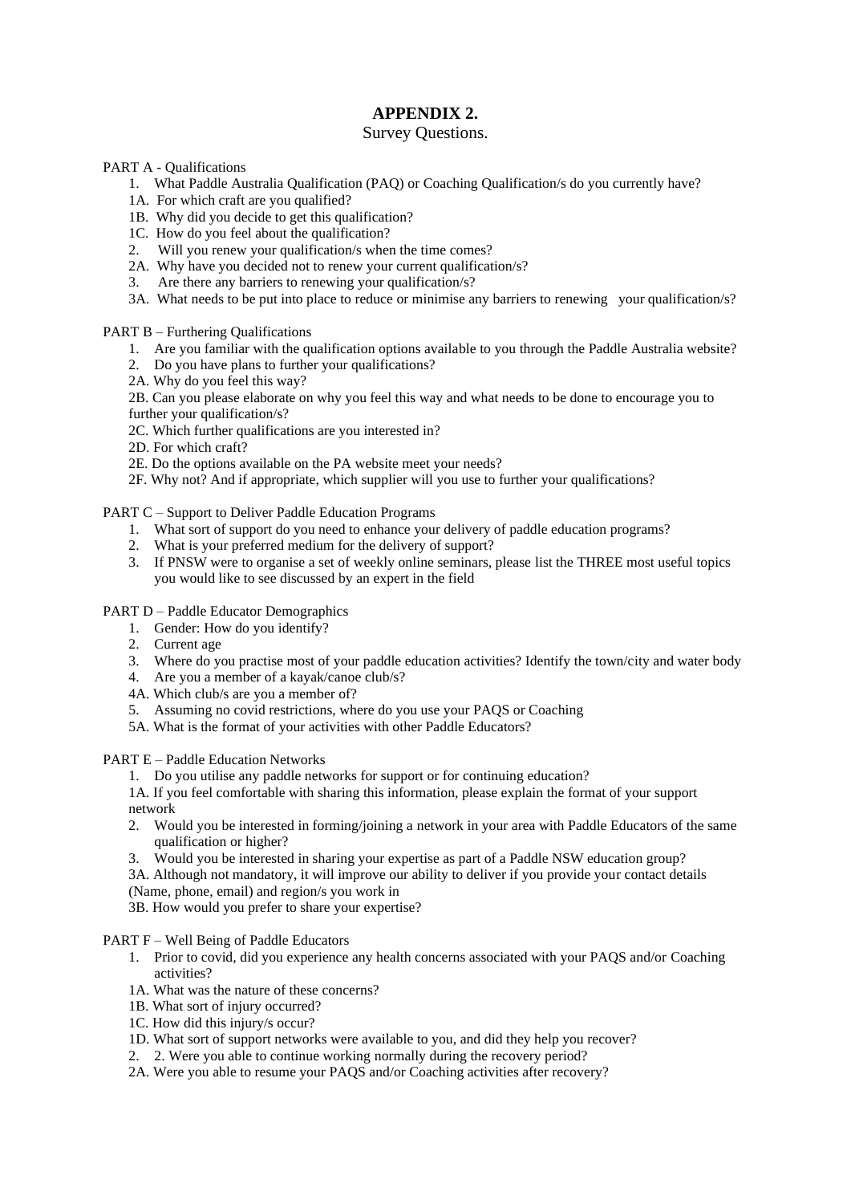# APPENDIX 2.

Survey Questions.

PART A - Qualifications

1. What Paddle Australia Qualification (PAQ) or Coaching Qualification/s do you currently have?

1A. For which craft are you qualified?

1B. Why did you decide to get this qualification?

1C. How do you feel about the qualification?

2. Will you renew your qualification/s when the time comes?

2A. Why have you decided not to renew your current qualification/s?

3. Are there any barriers to renewing your qualification/s?

3A. What needs to be put into place to reduce or minimise any barriers to renewing your qualification/s?

PART B – Furthering Qualifications

1. Are you familiar with the qualification options available to you through the Paddle Australia website?
2. Do you have plans to further your qualifications?

2A. Why do you feel this way?

2B. Can you please elaborate on why you feel this way and what needs to be done to encourage you to further your qualification/s?

2C. Which further qualifications are you interested in?

2D. For which craft?

2E. Do the options available on the PA website meet your needs?

2F. Why not? And if appropriate, which supplier will you use to further your qualifications?

PART C – Support to Deliver Paddle Education Programs

1. What sort of support do you need to enhance your delivery of paddle education programs?
2. What is your preferred medium for the delivery of support?
3. If PNSW were to organise a set of weekly online seminars, please list the THREE most useful topics you would like to see discussed by an expert in the field

PART D – Paddle Educator Demographics

1. Gender: How do you identify?
2. Current age
3. Where do you practise most of your paddle education activities? Identify the town/city and water body
4. Are you a member of a kayak/canoe club/s?

4A. Which club/s are you a member of?

5. Assuming no covid restrictions, where do you use your PAQS or Coaching

5A. What is the format of your activities with other Paddle Educators?

PART E – Paddle Education Networks

1. Do you utilise any paddle networks for support or for continuing education?

1A. If you feel comfortable with sharing this information, please explain the format of your support network

2. Would you be interested in forming/joining a network in your area with Paddle Educators of the same qualification or higher?
3. Would you be interested in sharing your expertise as part of a Paddle NSW education group?

3A. Although not mandatory, it will improve our ability to deliver if you provide your contact details (Name, phone, email) and region/s you work in

3B. How would you prefer to share your expertise?

PART F – Well Being of Paddle Educators

1. Prior to covid, did you experience any health concerns associated with your PAQS and/or Coaching activities?

1A. What was the nature of these concerns?

1B. What sort of injury occurred?

1C. How did this injury/s occur?

1D. What sort of support networks were available to you, and did they help you recover?

2. 2. Were you able to continue working normally during the recovery period?

2A. Were you able to resume your PAQS and/or Coaching activities after recovery?